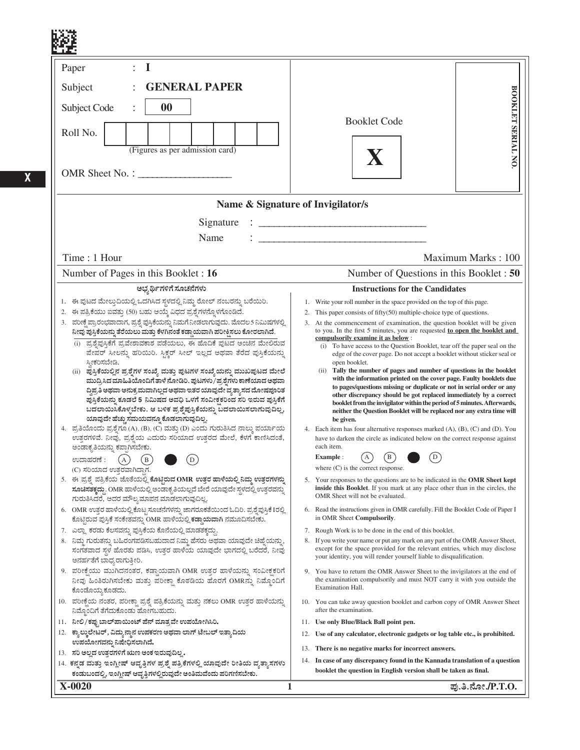Paper : I

Subject : **GENERAL PAPER**

Subject Code : **00**

Roll No. | | | | | | | | |

(Figures as per admission card)

OMR Sheet No. : ____________________

Booklet Code

**X**

**BOOKLET SERIAL NO.**

**Name & Signature of Invigilator/s**

Signature : ______________________________

Name : ______________________________

Time : 1 Hour | Maximum Marks : 100

Number of Pages in this Booklet : **16** | Number of Questions in this Booklet : **50**

**ಅಭ್ಯರ್ಥಿಗಳಿಗೆ ಸೂಚನೆಗಳು**

1. ಈ ಪುಟದ ಮೇಲ್ತುದಿಯಲ್ಲಿ ಒದಗಿಸಿದ ಸ್ಥಳದಲ್ಲಿ ನಿಮ್ಮ ರೋಲ್ ನಂಬರನ್ನು ಬರೆಯಿರಿ.
2. ಈ ಪತ್ರಿಕೆಯು ಐವತ್ತು (50) ಬಹು ಆಯ್ಕೆ ವಿಧದ ಪ್ರಶ್ನೆಗಳನ್ನೊಳಗೊಂಡಿದೆ.
3. ಪರೀಕ್ಷೆ ಪ್ರಾರಂಭವಾದಾಗ, ಪ್ರಶ್ನೆ ಪುಸ್ತಿಕೆಯನ್ನು ನಿಮಗೆ ನೀಡಲಾಗುವುದು. ಮೊದಲ 5 ನಿಮಿಷಗಳಲ್ಲಿ ನೀವು ಪುಸ್ತಿಕೆಯನ್ನು ತೆರೆಯಲು ಮತ್ತು ಕೆಳಗಿನಂತೆ ಕಡ್ಡಾಯವಾಗಿ ಪರೀಕ್ಷಿಸಲು ಕೋರಲಾಗಿದೆ.
   (i) ಪ್ರಶ್ನೆಪುಸ್ತಿಕೆಗೆ ಪ್ರವೇಶಾವಕಾಶ ಪಡೆಯಲು, ಈ ಹೊದಿಕೆ ಪುಟದ ಅಂಚಿನ ಮೇಲಿರುವ ಪೇಪರ್ ಸೀಲನ್ನು ಹರಿಯಿರಿ. ಸ್ಟಿಕ್ಕರ್ ಸೀಲ್ ಇಲ್ಲದ ಅಥವಾ ತೆರೆದ ಪುಸ್ತಿಕೆಯನ್ನು ಸ್ವೀಕರಿಸಬೇಡಿ.
   (ii) **ಪುಸ್ತಿಕೆಯಲ್ಲಿನ ಪ್ರಶ್ನೆಗಳ ಸಂಖ್ಯೆ ಮತ್ತು ಪುಟಗಳ ಸಂಖ್ಯೆಯನ್ನು ಮುಖಪುಟದ ಮೇಲೆ ಮುದ್ರಿಸಿದ ಮಾಹಿತಿಯೊಂದಿಗೆ ತಾಳೆ ನೋಡಿರಿ. ಪುಟಗಳು/ಪ್ರಶ್ನೆಗಳು ಕಾಣೆಯಾದ ಅಥವಾ ದ್ವಿಪ್ರತಿ ಅಥವಾ ಅನುಕ್ರಮವಾಗಿಲ್ಲದ ಅಥವಾ ಇತರ ಯಾವುದೇ ವ್ಯತ್ಯಾಸದ ದೋಷಪೂರಿತ ಪುಸ್ತಿಕೆಯನ್ನು ಕೂಡಲೆ 5 ನಿಮಿಷದ ಅವಧಿ ಒಳಗೆ ಸಂವೀಕ್ಷಕರಿಂದ ಸರಿ ಇರುವ ಪುಸ್ತಿಕೆಗೆ ಬದಲಾಯಿಸಿಕೊಳ್ಳಬೇಕು. ಆ ಬಳಿಕ ಪ್ರಶ್ನೆಪುಸ್ತಿಕೆಯನ್ನು ಬದಲಾಯಿಸಲಾಗುವುದಿಲ್ಲ, ಯಾವುದೇ ಹೆಚ್ಚು ಸಮಯವನ್ನೂ ಕೊಡಲಾಗುವುದಿಲ್ಲ.**
4. ಪ್ರತಿಯೊಂದು ಪ್ರಶ್ನೆಗೂ (A), (B), (C) ಮತ್ತು (D) ಎಂದು ಗುರುತಿಸಿದ ನಾಲ್ಕು ಪರ್ಯಾಯ ಉತ್ತರಗಳಿವೆ. ನೀವು, ಪ್ರಶ್ನೆಯ ಎದುರು ಸರಿಯಾದ ಉತ್ತರದ ಮೇಲೆ, ಕೆಳಗೆ ಕಾಣಿಸಿದಂತೆ, ಅಂಡಾಕೃತಿಯನ್ನು ಕಪ್ಪಾಗಿಸಬೇಕು.
   ಉದಾಹರಣೆ : (A) (B) ● (D)
   (C) ಸರಿಯಾದ ಉತ್ತರವಾಗಿದ್ದಾಗ.
5. ಈ ಪ್ರಶ್ನೆ ಪತ್ರಿಕೆಯ ಜೊತೆಯಲ್ಲಿ **ಕೊಟ್ಟಿರುವ OMR ಉತ್ತರ ಹಾಳೆಯಲ್ಲಿ ನಿಮ್ಮ ಉತ್ತರಗಳನ್ನು ಸೂಚಿಸತಕ್ಕದ್ದು**. OMR ಹಾಳೆಯಲ್ಲಿ ಅಂಡಾಕೃತಿಯಲ್ಲದೆ ಬೇರೆ ಯಾವುದೇ ಸ್ಥಳದಲ್ಲಿ ಉತ್ತರವನ್ನು ಗುರುತಿಸಿದರೆ, ಅದರ ಮೌಲ್ಯಮಾಪನ ಮಾಡಲಾಗುವುದಿಲ್ಲ.
6. OMR ಉತ್ತರ ಹಾಳೆಯಲ್ಲಿ ಕೊಟ್ಟ ಸೂಚನೆಗಳನ್ನು ಜಾಗರೂಕತೆಯಿಂದ ಓದಿರಿ. ಪ್ರಶ್ನೆಪುಸ್ತಿಕೆ I ರಲ್ಲಿ ಕೊಟ್ಟಿರುವ ಪುಸ್ತಿಕೆ ಸಂಕೇತವನ್ನು OMR ಹಾಳೆಯಲ್ಲಿ **ಕಡ್ಡಾಯವಾಗಿ** ನಮೂದಿಸಬೇಕು.
7. ಎಲ್ಲಾ ಕರಡು ಕೆಲಸವನ್ನು ಪುಸ್ತಿಕೆಯ ಕೊನೆಯಲ್ಲಿ ಮಾಡತಕ್ಕದ್ದು.
8. ನಿಮ್ಮ ಗುರುತನ್ನು ಬಹಿರಂಗಪಡಿಸಬಹುದಾದ ನಿಮ್ಮ ಹೆಸರು ಅಥವಾ ಯಾವುದೇ ಚಿಹ್ನೆಯನ್ನು, ಸಂಗತವಾದ ಸ್ಥಳ ಹೊರತು ಪಡಿಸಿ, ಉತ್ತರ ಹಾಳೆಯ ಯಾವುದೇ ಭಾಗದಲ್ಲಿ ಬರೆದರೆ, ನೀವು ಅನರ್ಹತೆಗೆ ಬಾಧ್ಯರಾಗುತ್ತೀರಿ.
9. ಪರೀಕ್ಷೆಯು ಮುಗಿದನಂತರ, ಕಡ್ಡಾಯವಾಗಿ OMR ಉತ್ತರ ಹಾಳೆಯನ್ನು ಸಂವೀಕ್ಷಕರಿಗೆ ನೀವು ಹಿಂತಿರುಗಿಸಬೇಕು ಮತ್ತು ಪರೀಕ್ಷಾ ಕೊಠಡಿಯ ಹೊರಗೆ OMR ನ್ನು ನಿಮ್ಮೊಂದಿಗೆ ಕೊಂಡೊಯ್ಯಕೂಡದು.
10. ಪರೀಕ್ಷೆಯ ನಂತರ, ಪರೀಕ್ಷಾ ಪ್ರಶ್ನೆ ಪತ್ರಿಕೆಯನ್ನು ಮತ್ತು ನಕಲು OMR ಉತ್ತರ ಹಾಳೆಯನ್ನು ನಿಮ್ಮೊಂದಿಗೆ ತೆಗೆದುಕೊಂಡು ಹೋಗಬಹುದು.
11. **ನೀಲಿ/ಕಪ್ಪು ಬಾಲ್‌ಪಾಯಿಂಟ್ ಪೆನ್ ಮಾತ್ರವೇ ಉಪಯೋಗಿಸಿರಿ.**
12. **ಕ್ಯಾಲ್ಕುಲೇಟರ್, ವಿದ್ಯುನ್ಮಾನ ಉಪಕರಣ ಅಥವಾ ಲಾಗ್ ಟೇಬಲ್ ಇತ್ಯಾದಿಯ ಉಪಯೋಗವನ್ನು ನಿಷೇಧಿಸಲಾಗಿದೆ.**
13. **ಸರಿ ಅಲ್ಲದ ಉತ್ತರಗಳಿಗೆ ಋಣ ಅಂಕ ಇರುವುದಿಲ್ಲ.**
14. **ಕನ್ನಡ ಮತ್ತು ಇಂಗ್ಲೀಷ್ ಆವೃತ್ತಿಗಳ ಪ್ರಶ್ನೆ ಪತ್ರಿಕೆಗಳಲ್ಲಿ ಯಾವುದೇ ರೀತಿಯ ವ್ಯತ್ಯಾಸಗಳು ಕಂಡುಬಂದಲ್ಲಿ, ಇಂಗ್ಲೀಷ್ ಆವೃತ್ತಿಗಳಲ್ಲಿರುವುದೇ ಅಂತಿಮವೆಂದು ಪರಿಗಣಿಸಬೇಕು.**

**Instructions for the Candidates**

1. Write your roll number in the space provided on the top of this page.
2. This paper consists of fifty(50) multiple-choice type of questions.
3. At the commencement of examination, the question booklet will be given to you. In the first 5 minutes, you are requested **to open the booklet and compulsorily examine it as below** :
   (i) To have access to the Question Booklet, tear off the paper seal on the edge of the cover page. Do not accept a booklet without sticker seal or open booklet.
   (ii) **Tally the number of pages and number of questions in the booklet with the information printed on the cover page. Faulty booklets due to pages/questions missing or duplicate or not in serial order or any other discrepancy should be got replaced immediately by a correct booklet from the invigilator within the period of 5 minutes. Afterwards, neither the Question Booklet will be replaced nor any extra time will be given.**
4. Each item has four alternative responses marked (A), (B), (C) and (D). You have to darken the circle as indicated below on the correct response against each item.
   **Example** : (A) (B) ● (D)
   where (C) is the correct response.
5. Your responses to the questions are to be indicated in the **OMR Sheet kept inside this Booklet**. If you mark at any place other than in the circles, the OMR Sheet will not be evaluated.
6. Read the instructions given in OMR carefully. Fill the Booklet Code of Paper I in OMR Sheet **Compulsorily**.
7. Rough Work is to be done in the end of this booklet.
8. If you write your name or put any mark on any part of the OMR Answer Sheet, except for the space provided for the relevant entries, which may disclose your identity, you will render yourself liable to disqualification.
9. You have to return the OMR Answer Sheet to the invigilators at the end of the examination compulsorily and must NOT carry it with you outside the Examination Hall.
10. You can take away question booklet and carbon copy of OMR Answer Sheet after the examination.
11. **Use only Blue/Black Ball point pen.**
12. **Use of any calculator, electronic gadgets or log table etc., is prohibited.**
13. **There is no negative marks for incorrect answers.**
14. **In case of any discrepancy found in the Kannada translation of a question booklet the question in English version shall be taken as final.**

**X-0020**

**ಪು.ತಿ.ನೋ./P.T.O.**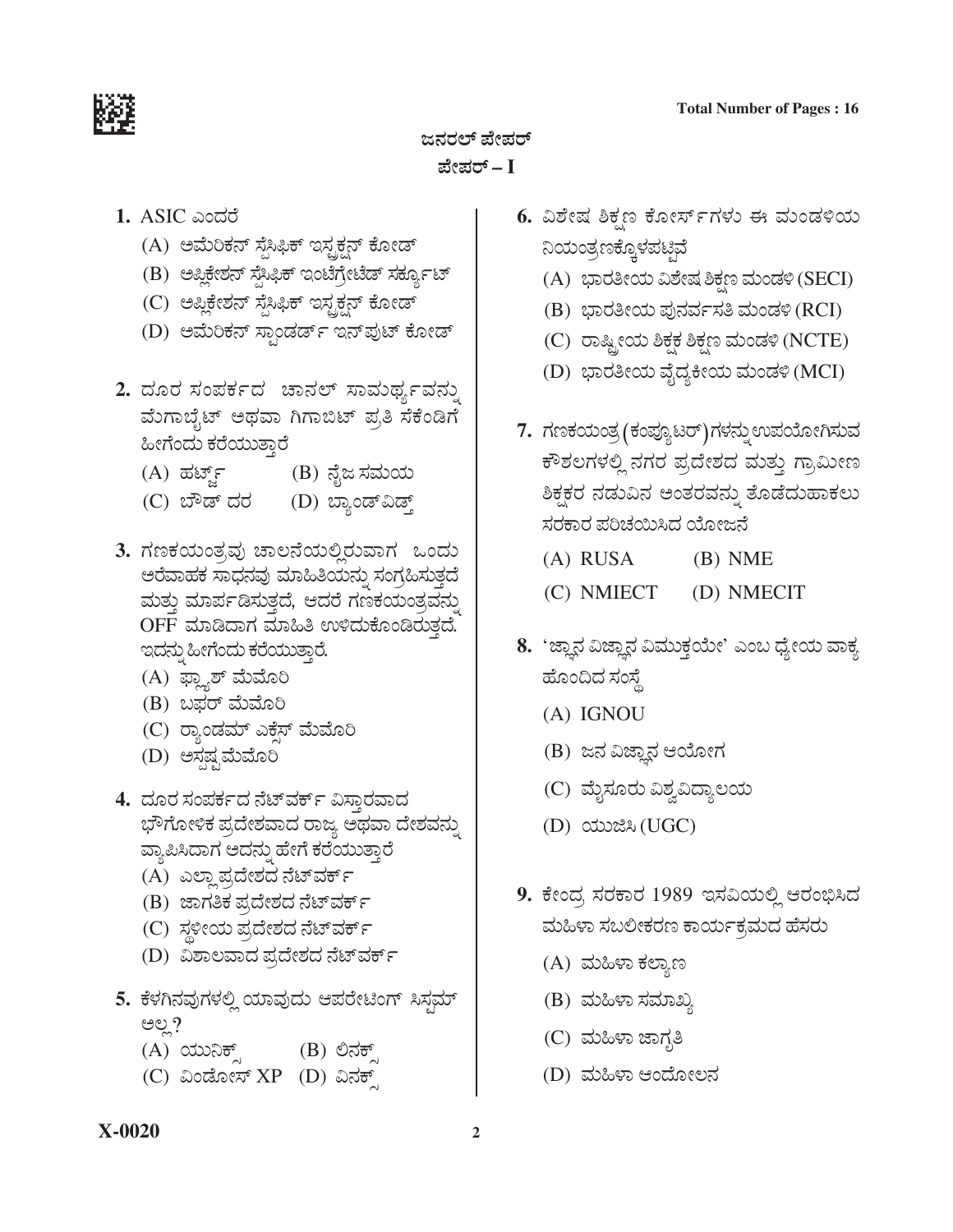**ಜನರಲ್ ಪೇಪರ್**

**ಪೇಪರ್ – I**

**1.** ASIC ಎಂದರೆ

(A) ಅಮೆರಿಕನ್ ಸ್ಪೆಸಿಫಿಕ್ ಇನ್ಸ್ಟ್ರಕ್ಷನ್ ಕೋಡ್

(B) ಅಪ್ಲಿಕೇಶನ್ ಸ್ಪೆಸಿಫಿಕ್ ಇಂಟಿಗ್ರೇಟೆಡ್ ಸರ್ಕ್ಯೂಟ್

(C) ಅಪ್ಲಿಕೇಶನ್ ಸ್ಪೆಸಿಫಿಕ್ ಇನ್ಸ್ಟ್ರಕ್ಷನ್ ಕೋಡ್

(D) ಅಮೆರಿಕನ್ ಸ್ಟ್ಯಾಂಡರ್ಡ್ ಇನ್‌ಪುಟ್ ಕೋಡ್

**2.** ದೂರ ಸಂಪರ್ಕದ ಚಾನಲ್ ಸಾಮರ್ಥ್ಯವನ್ನು ಮೆಗಾಬೈಟ್ ಅಥವಾ ಗಿಗಾಬಿಟ್ ಪ್ರತಿ ಸೆಕೆಂಡಿಗೆ ಹೀಗೆಂದು ಕರೆಯುತ್ತಾರೆ

(A) ಹರ್ಟ್ಜ್ (B) ನೈಜ ಸಮಯ

(C) ಬೌಡ್ ದರ (D) ಬ್ಯಾಂಡ್‌ವಿಡ್ತ್

**3.** ಗಣಕಯಂತ್ರವು ಚಾಲನೆಯಲ್ಲಿರುವಾಗ ಒಂದು ಅರೆವಾಹಕ ಸಾಧನವು ಮಾಹಿತಿಯನ್ನು ಸಂಗ್ರಹಿಸುತ್ತದೆ ಮತ್ತು ಮಾರ್ಪಡಿಸುತ್ತದೆ, ಆದರೆ ಗಣಕಯಂತ್ರವನ್ನು OFF ಮಾಡಿದಾಗ ಮಾಹಿತಿ ಉಳಿದುಕೊಂಡಿರುತ್ತದೆ. ಇದನ್ನು ಹೀಗೆಂದು ಕರೆಯುತ್ತಾರೆ.

(A) ಫ್ಲ್ಯಾಶ್ ಮೆಮೊರಿ

(B) ಬಫರ್ ಮೆಮೊರಿ

(C) ರ್‍ಯಾಂಡಮ್ ಎಕ್ಸೆಸ್ ಮೆಮೊರಿ

(D) ಅಸ್ಪಷ್ಟ ಮೆಮೊರಿ

**4.** ದೂರ ಸಂಪರ್ಕದ ನೆಟ್‌ವರ್ಕ್ ವಿಸ್ತಾರವಾದ ಭೌಗೋಳಿಕ ಪ್ರದೇಶವಾದ ರಾಜ್ಯ ಅಥವಾ ದೇಶವನ್ನು ವ್ಯಾಪಿಸಿದಾಗ ಅದನ್ನು ಹೇಗೆ ಕರೆಯುತ್ತಾರೆ

(A) ಎಲ್ಲಾ ಪ್ರದೇಶದ ನೆಟ್‌ವರ್ಕ್

(B) ಜಾಗತಿಕ ಪ್ರದೇಶದ ನೆಟ್‌ವರ್ಕ್

(C) ಸ್ಥಳೀಯ ಪ್ರದೇಶದ ನೆಟ್‌ವರ್ಕ್

(D) ವಿಶಾಲವಾದ ಪ್ರದೇಶದ ನೆಟ್‌ವರ್ಕ್

**5.** ಕೆಳಗಿನವುಗಳಲ್ಲಿ ಯಾವುದು ಆಪರೇಟಿಂಗ್ ಸಿಸ್ಟಮ್ ಅಲ್ಲ?

(A) ಯುನಿಕ್ಸ್ (B) ಲಿನಕ್ಸ್

(C) ವಿಂಡೋಸ್ XP (D) ವಿನಕ್ಸ್

**6.** ವಿಶೇಷ ಶಿಕ್ಷಣ ಕೋರ್ಸ್‌ಗಳು ಈ ಮಂಡಳಿಯ ನಿಯಂತ್ರಣಕ್ಕೊಳಪಟ್ಟಿವೆ

(A) ಭಾರತೀಯ ವಿಶೇಷ ಶಿಕ್ಷಣ ಮಂಡಳಿ (SECI)

(B) ಭಾರತೀಯ ಪುನರ್ವಸತಿ ಮಂಡಳಿ (RCI)

(C) ರಾಷ್ಟ್ರೀಯ ಶಿಕ್ಷಕ ಶಿಕ್ಷಣ ಮಂಡಳಿ (NCTE)

(D) ಭಾರತೀಯ ವೈದ್ಯಕೀಯ ಮಂಡಳಿ (MCI)

**7.** ಗಣಕಯಂತ್ರ (ಕಂಪ್ಯೂಟರ್)ಗಳನ್ನು ಉಪಯೋಗಿಸುವ ಕೌಶಲಗಳಲ್ಲಿ ನಗರ ಪ್ರದೇಶದ ಮತ್ತು ಗ್ರಾಮೀಣ ಶಿಕ್ಷಕರ ನಡುವಿನ ಅಂತರವನ್ನು ತೊಡೆದುಹಾಕಲು ಸರಕಾರ ಪರಿಚಯಿಸಿದ ಯೋಜನೆ

(A) RUSA (B) NME

(C) NMIECT (D) NMECIT

**8.** 'ಜ್ಞಾನ ವಿಜ್ಞಾನ ವಿಮುಕ್ತಯೇ' ಎಂಬ ಧ್ಯೇಯ ವಾಕ್ಯ ಹೊಂದಿದ ಸಂಸ್ಥೆ

(A) IGNOU

(B) ಜನ ವಿಜ್ಞಾನ ಆಯೋಗ

(C) ಮೈಸೂರು ವಿಶ್ವವಿದ್ಯಾಲಯ

(D) ಯುಜಿಸಿ (UGC)

**9.** ಕೇಂದ್ರ ಸರಕಾರ 1989 ಇಸವಿಯಲ್ಲಿ ಆರಂಭಿಸಿದ ಮಹಿಳಾ ಸಬಲೀಕರಣ ಕಾರ್ಯಕ್ರಮದ ಹೆಸರು

(A) ಮಹಿಳಾ ಕಲ್ಯಾಣ

(B) ಮಹಿಳಾ ಸಮಾಖ್ಯ

(C) ಮಹಿಳಾ ಜಾಗೃತಿ

(D) ಮಹಿಳಾ ಆಂದೋಲನ

X-0020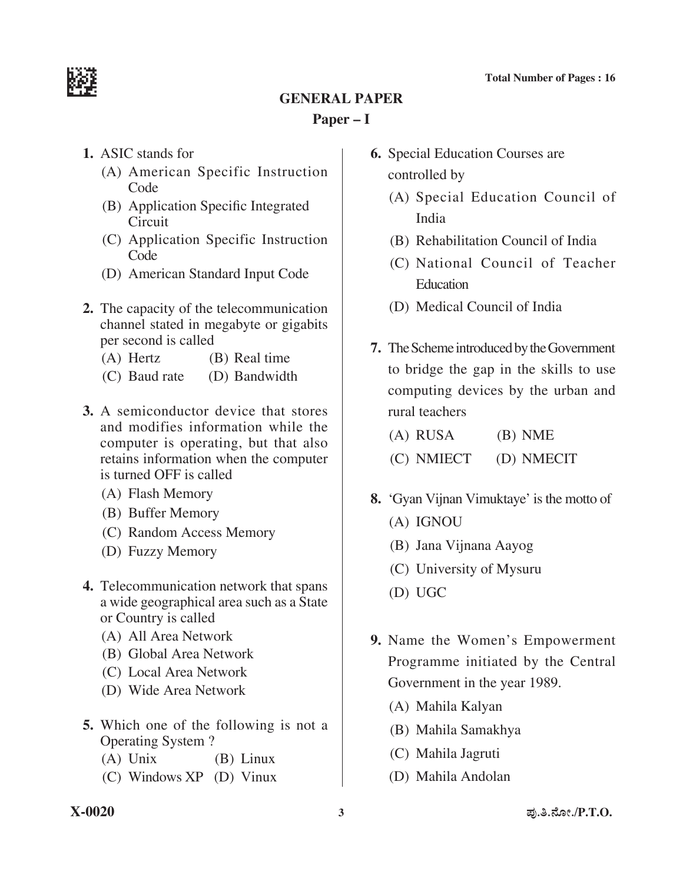## GENERAL PAPER

### Paper – I

1. ASIC stands for
   - (A) American Specific Instruction Code
   - (B) Application Specific Integrated Circuit
   - (C) Application Specific Instruction Code
   - (D) American Standard Input Code

2. The capacity of the telecommunication channel stated in megabyte or gigabits per second is called
   - (A) Hertz
   - (B) Real time
   - (C) Baud rate
   - (D) Bandwidth

3. A semiconductor device that stores and modifies information while the computer is operating, but that also retains information when the computer is turned OFF is called
   - (A) Flash Memory
   - (B) Buffer Memory
   - (C) Random Access Memory
   - (D) Fuzzy Memory

4. Telecommunication network that spans a wide geographical area such as a State or Country is called
   - (A) All Area Network
   - (B) Global Area Network
   - (C) Local Area Network
   - (D) Wide Area Network

5. Which one of the following is not a Operating System ?
   - (A) Unix
   - (B) Linux
   - (C) Windows XP
   - (D) Vinux

6. Special Education Courses are controlled by
   - (A) Special Education Council of India
   - (B) Rehabilitation Council of India
   - (C) National Council of Teacher Education
   - (D) Medical Council of India

7. The Scheme introduced by the Government to bridge the gap in the skills to use computing devices by the urban and rural teachers
   - (A) RUSA
   - (B) NME
   - (C) NMIECT
   - (D) NMECIT

8. 'Gyan Vijnan Vimuktaye' is the motto of
   - (A) IGNOU
   - (B) Jana Vijnana Aayog
   - (C) University of Mysuru
   - (D) UGC

9. Name the Women's Empowerment Programme initiated by the Central Government in the year 1989.
   - (A) Mahila Kalyan
   - (B) Mahila Samakhya
   - (C) Mahila Jagruti
   - (D) Mahila Andolan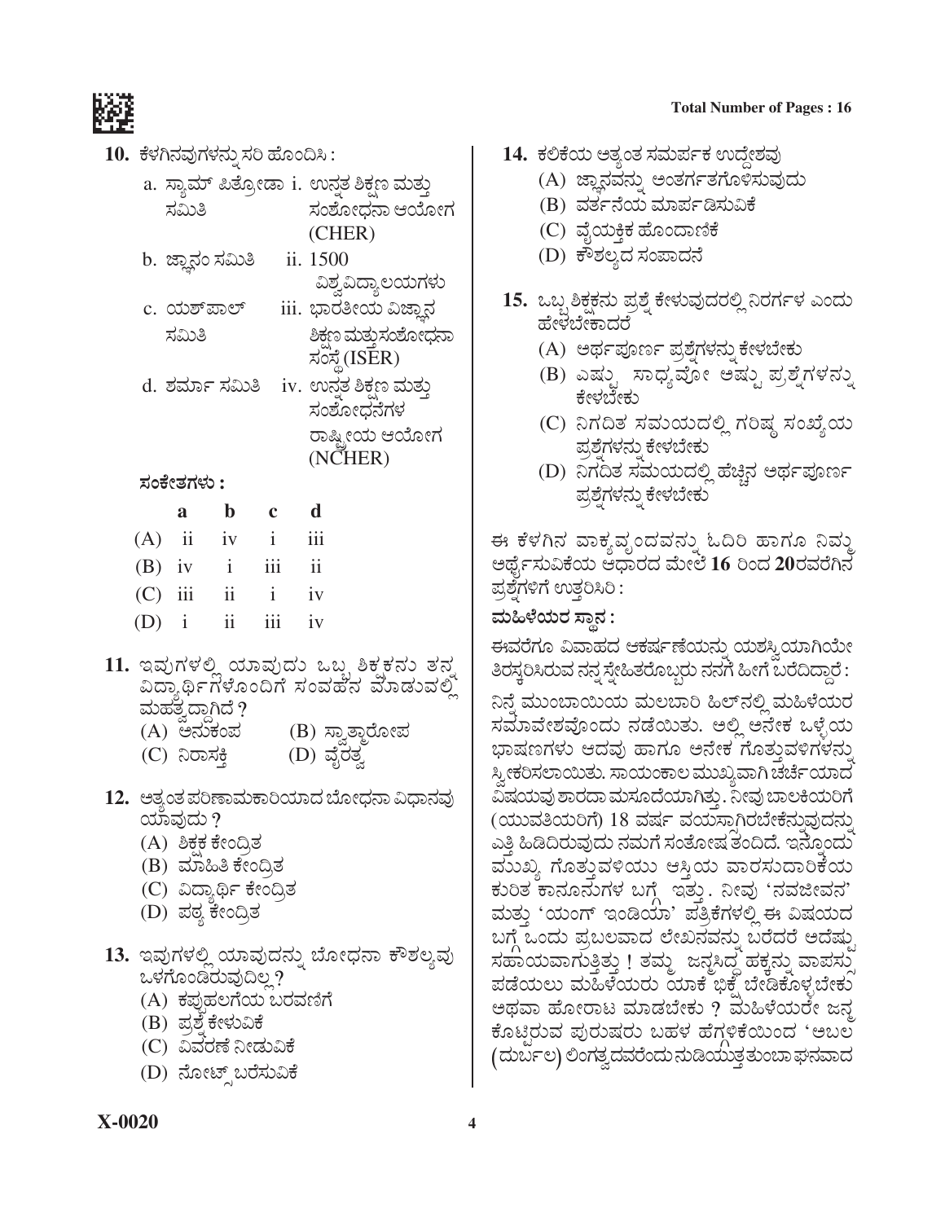**10.** ಕೆಳಗಿನವುಗಳನ್ನು ಸರಿ ಹೊಂದಿಸಿ :

a. ಸ್ಯಾಮ್ ಪಿತ್ರೋಡಾ ಸಮಿತಿ — i. ಉನ್ನತ ಶಿಕ್ಷಣ ಮತ್ತು ಸಂಶೋಧನಾ ಆಯೋಗ (CHER)

b. ಜ್ಞಾನಂ ಸಮಿತಿ — ii. 1500 ವಿಶ್ವವಿದ್ಯಾಲಯಗಳು

c. ಯಶ್‌ಪಾಲ್ ಸಮಿತಿ — iii. ಭಾರತೀಯ ವಿಜ್ಞಾನ ಶಿಕ್ಷಣ ಮತ್ತು ಸಂಶೋಧನಾ ಸಂಸ್ಥೆ (ISER)

d. ಶರ್ಮಾ ಸಮಿತಿ — iv. ಉನ್ನತ ಶಿಕ್ಷಣ ಮತ್ತು ಸಂಶೋಧನೆಗಳ ರಾಷ್ಟ್ರೀಯ ಆಯೋಗ (NCHER)

**ಸಂಕೇತಗಳು :**

| | a | b | c | d |
|---|---|---|---|---|
| (A) | ii | iv | i | iii |
| (B) | iv | i | iii | ii |
| (C) | iii | ii | i | iv |
| (D) | i | ii | iii | iv |

**11.** ಇವುಗಳಲ್ಲಿ ಯಾವುದು ಒಬ್ಬ ಶಿಕ್ಷಕನು ತನ್ನ ವಿದ್ಯಾರ್ಥಿಗಳೊಂದಿಗೆ ಸಂವಹನ ಮಾಡುವಲ್ಲಿ ಮಹತ್ವದ್ದಾಗಿದೆ ?

(A) ಅನುಕಂಪ (B) ಸ್ವಾತ್ಮಾರೋಪ

(C) ನಿರಾಸಕ್ತಿ (D) ವೈರತ್ವ

**12.** ಅತ್ಯಂತ ಪರಿಣಾಮಕಾರಿಯಾದ ಬೋಧನಾ ವಿಧಾನವು ಯಾವುದು ?

(A) ಶಿಕ್ಷಕ ಕೇಂದ್ರಿತ

(B) ಮಾಹಿತಿ ಕೇಂದ್ರಿತ

(C) ವಿದ್ಯಾರ್ಥಿ ಕೇಂದ್ರಿತ

(D) ಪಠ್ಯ ಕೇಂದ್ರಿತ

**13.** ಇವುಗಳಲ್ಲಿ ಯಾವುದನ್ನು ಬೋಧನಾ ಕೌಶಲ್ಯವು ಒಳಗೊಂಡಿರುವುದಿಲ್ಲ?

(A) ಕಪ್ಪುಹಲಗೆಯ ಬರವಣಿಗೆ

(B) ಪ್ರಶ್ನೆ ಕೇಳುವಿಕೆ

(C) ವಿವರಣೆ ನೀಡುವಿಕೆ

(D) ನೋಟ್ಸ್ ಬರೆಸುವಿಕೆ

**14.** ಕಲಿಕೆಯ ಅತ್ಯಂತ ಸಮರ್ಪಕ ಉದ್ದೇಶವು

(A) ಜ್ಞಾನವನ್ನು ಅಂತರ್ಗತಗೊಳಿಸುವುದು

(B) ವರ್ತನೆಯ ಮಾರ್ಪಡಿಸುವಿಕೆ

(C) ವೈಯಕ್ತಿಕ ಹೊಂದಾಣಿಕೆ

(D) ಕೌಶಲ್ಯದ ಸಂಪಾದನೆ

**15.** ಒಬ್ಬ ಶಿಕ್ಷಕನು ಪ್ರಶ್ನೆ ಕೇಳುವುದರಲ್ಲಿ ನಿರರ್ಗಳ ಎಂದು ಹೇಳಬೇಕಾದರೆ

(A) ಅರ್ಥಪೂರ್ಣ ಪ್ರಶ್ನೆಗಳನ್ನು ಕೇಳಬೇಕು

(B) ಎಷ್ಟು ಸಾಧ್ಯವೋ ಅಷ್ಟು ಪ್ರಶ್ನೆಗಳನ್ನು ಕೇಳಬೇಕು

(C) ನಿಗದಿತ ಸಮಯದಲ್ಲಿ ಗರಿಷ್ಠ ಸಂಖ್ಯೆಯ ಪ್ರಶ್ನೆಗಳನ್ನು ಕೇಳಬೇಕು

(D) ನಿಗದಿತ ಸಮಯದಲ್ಲಿ ಹೆಚ್ಚಿನ ಅರ್ಥಪೂರ್ಣ ಪ್ರಶ್ನೆಗಳನ್ನು ಕೇಳಬೇಕು

ಈ ಕೆಳಗಿನ ವಾಕ್ಯವೃಂದವನ್ನು ಓದಿರಿ ಹಾಗೂ ನಿಮ್ಮ ಅರ್ಥೈಸುವಿಕೆಯ ಆಧಾರದ ಮೇಲೆ **16** ರಿಂದ **20**ರವರೆಗಿನ ಪ್ರಶ್ನೆಗಳಿಗೆ ಉತ್ತರಿಸಿರಿ :

**ಮಹಿಳೆಯರ ಸ್ಥಾನ :**

ಈವರೆಗೂ ವಿವಾಹದ ಆಕರ್ಷಣೆಯನ್ನು ಯಶಸ್ವಿಯಾಗಿಯೇ ತಿರಸ್ಕರಿಸಿರುವ ನನ್ನ ಸ್ನೇಹಿತರೊಬ್ಬರು ನನಗೆ ಹೀಗೆ ಬರೆದಿದ್ದಾರೆ :

ನಿನ್ನೆ ಮುಂಬಾಯಿಯ ಮಲಬಾರಿ ಹಿಲ್‌ನಲ್ಲಿ ಮಹಿಳೆಯರ ಸಮಾವೇಶವೊಂದು ನಡೆಯಿತು. ಅಲ್ಲಿ ಅನೇಕ ಒಳ್ಳೆಯ ಭಾಷಣಗಳು ಆದವು ಹಾಗೂ ಅನೇಕ ಗೊತ್ತುವಳಿಗಳನ್ನು ಸ್ವೀಕರಿಸಲಾಯಿತು. ಸಾಯಂಕಾಲ ಮುಖ್ಯವಾಗಿ ಚರ್ಚೆಯಾದ ವಿಷಯವು ಶಾರದಾ ಮಸೂದೆಯಾಗಿತ್ತು. ನೀವು ಬಾಲಕಿಯರಿಗೆ (ಯುವತಿಯರಿಗೆ) 18 ವರ್ಷ ವಯಸ್ಸಾಗಿರಬೇಕೆನ್ನುವುದನ್ನು ಎತ್ತಿ ಹಿಡಿದಿರುವುದು ನಮಗೆ ಸಂತೋಷ ತಂದಿದೆ. ಇನ್ನೊಂದು ಮುಖ್ಯ ಗೊತ್ತುವಳಿಯು ಆಸ್ತಿಯ ವಾರಸುದಾರಿಕೆಯ ಕುರಿತ ಕಾನೂನುಗಳ ಬಗ್ಗೆ ಇತ್ತು. ನೀವು 'ನವಜೀವನ' ಮತ್ತು 'ಯಂಗ್ ಇಂಡಿಯಾ' ಪತ್ರಿಕೆಗಳಲ್ಲಿ ಈ ವಿಷಯದ ಬಗ್ಗೆ ಒಂದು ಪ್ರಬಲವಾದ ಲೇಖನವನ್ನು ಬರೆದರೆ ಅದೆಷ್ಟು ಸಹಾಯವಾಗುತ್ತಿತ್ತು ! ತಮ್ಮ ಜನ್ಮಸಿದ್ಧ ಹಕ್ಕನ್ನು ವಾಪಸ್ಸು ಪಡೆಯಲು ಮಹಿಳೆಯರು ಯಾಕೆ ಭಿಕ್ಷೆ ಬೇಡಿಕೊಳ್ಳಬೇಕು ಅಥವಾ ಹೋರಾಟ ಮಾಡಬೇಕು ? ಮಹಿಳೆಯರೇ ಜನ್ಮ ಕೊಟ್ಟಿರುವ ಪುರುಷರು ಬಹಳ ಹೆಗ್ಗಳಿಕೆಯಿಂದ 'ಅಬಲ (ದುರ್ಬಲ) ಲಿಂಗತ್ವದವರೆಂದು ನುಡಿಯುತ್ತ ತುಂಬಾ ಘನವಾದ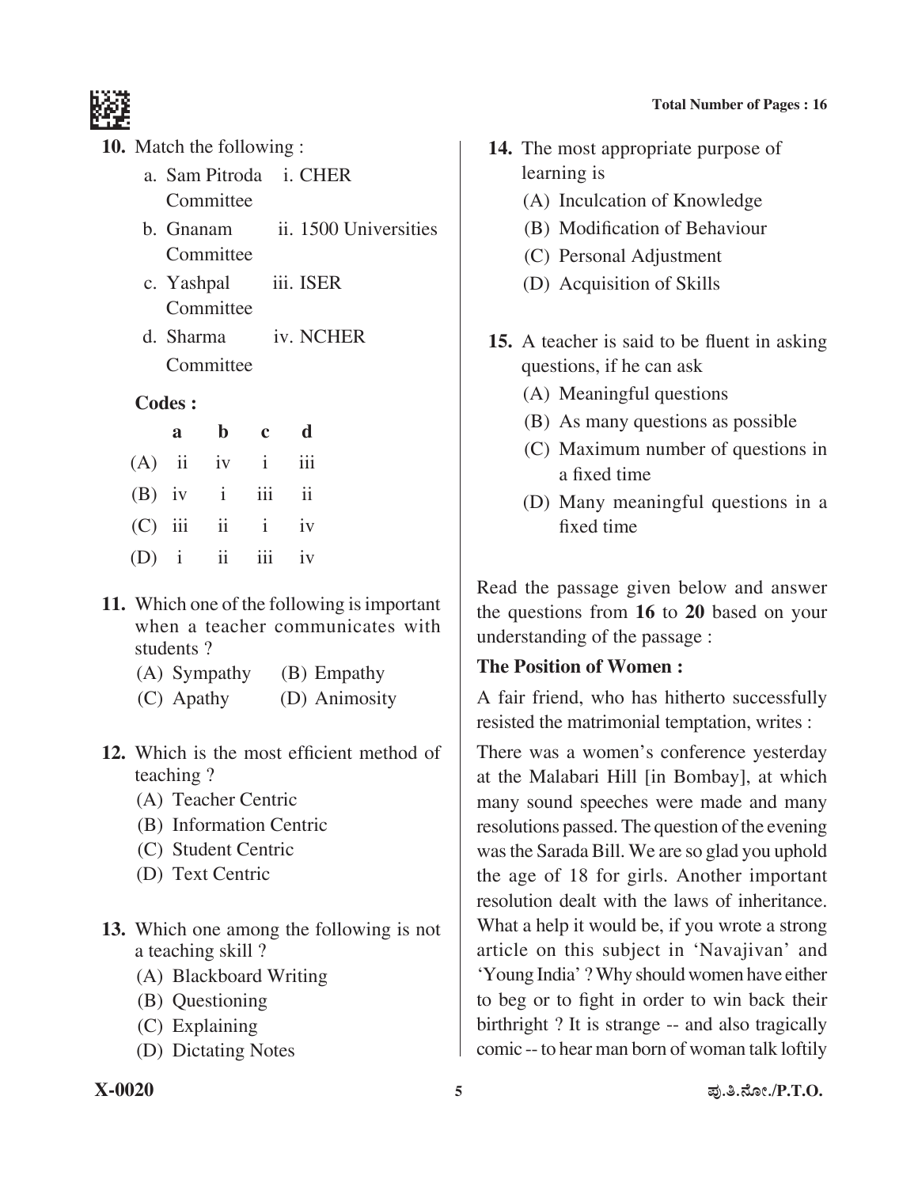10. Match the following :

a. Sam Pitroda Committee  i. CHER

b. Gnanam Committee  ii. 1500 Universities

c. Yashpal Committee  iii. ISER

d. Sharma Committee  iv. NCHER

**Codes :**

| | a | b | c | d |
|---|---|---|---|---|
| (A) | ii | iv | i | iii |
| (B) | iv | i | iii | ii |
| (C) | iii | ii | i | iv |
| (D) | i | ii | iii | iv |

11. Which one of the following is important when a teacher communicates with students ?

(A) Sympathy  (B) Empathy

(C) Apathy  (D) Animosity

12. Which is the most efficient method of teaching ?

(A) Teacher Centric

(B) Information Centric

(C) Student Centric

(D) Text Centric

13. Which one among the following is not a teaching skill ?

(A) Blackboard Writing

(B) Questioning

(C) Explaining

(D) Dictating Notes

14. The most appropriate purpose of learning is

(A) Inculcation of Knowledge

(B) Modification of Behaviour

(C) Personal Adjustment

(D) Acquisition of Skills

15. A teacher is said to be fluent in asking questions, if he can ask

(A) Meaningful questions

(B) As many questions as possible

(C) Maximum number of questions in a fixed time

(D) Many meaningful questions in a fixed time

Read the passage given below and answer the questions from **16** to **20** based on your understanding of the passage :

**The Position of Women :**

A fair friend, who has hitherto successfully resisted the matrimonial temptation, writes :

There was a women's conference yesterday at the Malabari Hill [in Bombay], at which many sound speeches were made and many resolutions passed. The question of the evening was the Sarada Bill. We are so glad you uphold the age of 18 for girls. Another important resolution dealt with the laws of inheritance. What a help it would be, if you wrote a strong article on this subject in 'Navajivan' and 'Young India' ? Why should women have either to beg or to fight in order to win back their birthright ? It is strange -- and also tragically comic -- to hear man born of woman talk loftily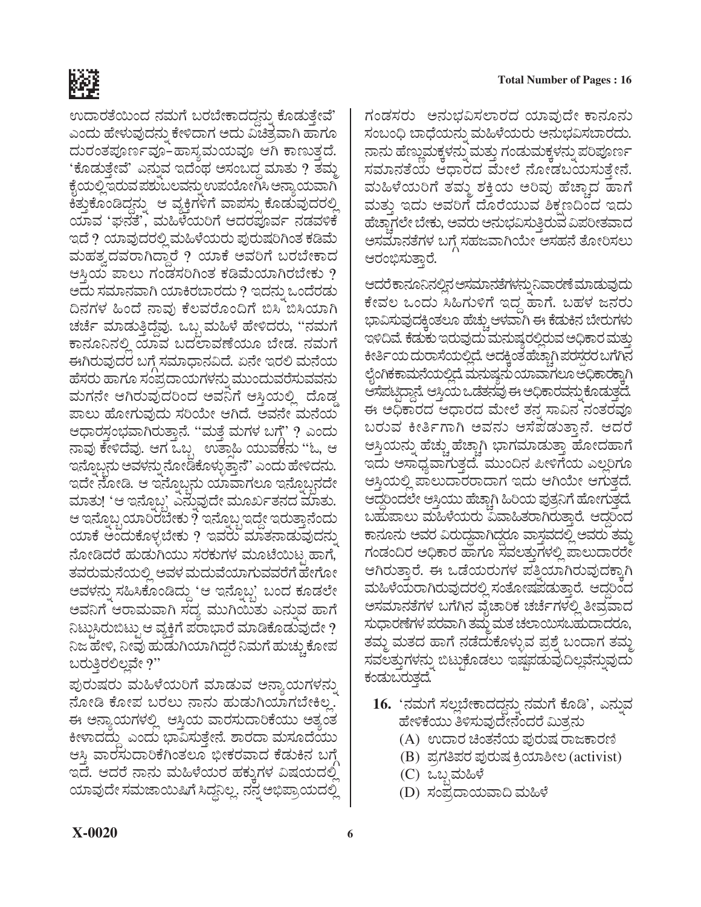ಉದಾರತೆಯಿಂದ ನಮಗೆ ಬರಬೇಕಾದದ್ದನ್ನು ಕೊಡುತ್ತೇವೆ' ಎಂದು ಹೇಳುವುದನ್ನು ಕೇಳಿದಾಗ ಅದು ವಿಚಿತ್ರವಾಗಿ ಹಾಗೂ ದುರಂತಪೂರ್ಣವೂ-ಹಾಸ್ಯಮಯವೂ ಆಗಿ ಕಾಣುತ್ತದೆ. 'ಕೊಡುತ್ತೇವೆ' ಎನ್ನುವ ಇದೆಂಥ ಅಸಂಬದ್ಧ ಮಾತು ? ತಮ್ಮ ಕೈಯಲ್ಲಿರುವ ಪಶುಬಲವನ್ನು ಉಪಯೋಗಿಸಿ ಅನ್ಯಾಯವಾಗಿ ಕಿತ್ತುಕೊಂಡಿದ್ದನ್ನು ಆ ವ್ಯಕ್ತಿಗಳಿಗೆ ವಾಪಸ್ಸು ಕೊಡುವುದರಲ್ಲಿ ಯಾವ 'ಘನತೆ', ಮಹಿಳೆಯರಿಗೆ ಆದರಪೂರ್ವ ನಡವಳಿಕೆ ಇದೆ ? ಯಾವುದರಲ್ಲಿ ಮಹಿಳೆಯರು ಪುರುಷರಿಗಿಂತ ಕಡಿಮೆ ಮಹತ್ವದವರಾಗಿದ್ದಾರೆ ? ಯಾಕೆ ಅವರಿಗೆ ಬರಬೇಕಾದ ಆಸ್ತಿಯ ಪಾಲು ಗಂಡಸರಿಗಿಂತ ಕಡಿಮೆಯಾಗಿರಬೇಕು ? ಅದು ಸಮಾನವಾಗಿ ಯಾಕಿರಬಾರದು ? ಇದನ್ನು ಒಂದೆರಡು ದಿನಗಳ ಹಿಂದೆ ನಾವು ಕೆಲವರೊಂದಿಗೆ ಬಿಸಿ ಬಿಸಿಯಾಗಿ ಚರ್ಚೆ ಮಾಡುತ್ತಿದ್ದೆವು. ಒಬ್ಬ ಮಹಿಳೆ ಹೇಳಿದರು, "ನಮಗೆ ಕಾನೂನಿನಲ್ಲಿ ಯಾವ ಬದಲಾವಣೆಯೂ ಬೇಡ. ನಮಗೆ ಈಗಿರುವುದರ ಬಗ್ಗೆ ಸಮಾಧಾನವಿದೆ. ಏನೇ ಇರಲಿ ಮನೆಯ ಹೆಸರು ಹಾಗೂ ಸಂಪ್ರದಾಯಗಳನ್ನು ಮುಂದುವರೆಸುವವನು ಮಗನೇ ಆಗಿರುವುದರಿಂದ ಅವನಿಗೆ ಆಸ್ತಿಯಲ್ಲಿ ದೊಡ್ಡ ಪಾಲು ಹೋಗುವುದು ಸರಿಯೇ ಆಗಿದೆ. ಅವನೇ ಮನೆಯ ಆಧಾರಸ್ತಂಭವಾಗಿರುತ್ತಾನೆ. "ಮತ್ತೆ ಮಗಳ ಬಗ್ಗೆ" ? ಎಂದು ನಾವು ಕೇಳಿದೆವು. ಆಗ ಒಬ್ಬ ಉತ್ಸಾಹಿ ಯುವಕನು "ಓ, ಆ ಇನ್ನೊಬ್ಬನು ಅವಳನ್ನು ನೋಡಿಕೊಳ್ಳುತ್ತಾನೆ" ಎಂದು ಹೇಳಿದನು. ಇದೇ ನೋಡಿ. ಆ ಇನ್ನೊಬ್ಬನು ಯಾವಾಗಲೂ ಇನ್ನೊಬ್ಬನದೇ ಮಾತು! 'ಆ ಇನ್ನೊಬ್ಬ' ಎನ್ನುವುದೇ ಮೂರ್ಖತನದ ಮಾತು. ಆ ಇನ್ನೊಬ್ಬ ಯಾರಿರಬೇಕು ? ಇನ್ನೊಬ್ಬ ಇದ್ದೇ ಇರುತ್ತಾನೆಂದು ಯಾಕೆ ಅಂದುಕೊಳ್ಳಬೇಕು ? ಇವರು ಮಾತನಾಡುವುದನ್ನು ನೋಡಿದರೆ ಹುಡುಗಿಯು ಸರಕುಗಳ ಮೂಟೆಯಿಟ್ಟ ಹಾಗೆ, ತವರುಮನೆಯಲ್ಲಿ ಅವಳ ಮದುವೆಯಾಗುವವರೆಗೆ ಹೇಗೋ ಅವಳನ್ನು ಸಹಿಸಿಕೊಂಡಿದ್ದು 'ಆ ಇನ್ನೊಬ್ಬ' ಬಂದ ಕೂಡಲೇ ಅವನಿಗೆ ಆರಾಮವಾಗಿ ಸದ್ಯ ಮುಗಿಯಿತು ಎನ್ನುವ ಹಾಗೆ ನಿಟ್ಟುಸಿರುಬಿಟ್ಟು ಆ ವ್ಯಕ್ತಿಗೆ ಪರಾಭಾರೆ ಮಾಡಿಕೊಡುವುದೇ ? ನಿಜ ಹೇಳಿ, ನೀವು ಹುಡುಗಿಯಾಗಿದ್ದರೆ ನಿಮಗೆ ಹುಚ್ಚು ಕೋಪ ಬರುತ್ತಿರಲಿಲ್ಲವೇ ?"

ಪುರುಷರು ಮಹಿಳೆಯರಿಗೆ ಮಾಡುವ ಅನ್ಯಾಯಗಳನ್ನು ನೋಡಿ ಕೋಪ ಬರಲು ನಾನು ಹುಡುಗಿಯಾಗಬೇಕಿಲ್ಲ. ಈ ಅನ್ಯಾಯಗಳಲ್ಲಿ ಆಸ್ತಿಯ ವಾರಸುದಾರಿಕೆಯು ಅತ್ಯಂತ ಕೀಳಾದದ್ದು ಎಂದು ಭಾವಿಸುತ್ತೇನೆ. ಶಾರದಾ ಮಸೂದೆಯು ಆಸ್ತಿ ವಾರಸುದಾರಿಕೆಗಿಂತಲೂ ಭೀಕರವಾದ ಕೆಡುಕಿನ ಬಗ್ಗೆ ಇದೆ. ಆದರೆ ನಾನು ಮಹಿಳೆಯರ ಹಕ್ಕುಗಳ ವಿಷಯದಲ್ಲಿ ಯಾವುದೇ ಸಮಜಾಯಿಷಿಗೆ ಸಿದ್ಧನಿಲ್ಲ. ನನ್ನ ಅಭಿಪ್ರಾಯದಲ್ಲಿ ಗಂಡಸರು ಅನುಭವಿಸಲಾರದ ಯಾವುದೇ ಕಾನೂನು ಸಂಬಂಧಿ ಬಾಧೆಯನ್ನು ಮಹಿಳೆಯರು ಅನುಭವಿಸಬಾರದು. ನಾನು ಹೆಣ್ಣುಮಕ್ಕಳನ್ನು ಮತ್ತು ಗಂಡುಮಕ್ಕಳನ್ನು ಪರಿಪೂರ್ಣ ಸಮಾನತೆಯ ಆಧಾರದ ಮೇಲೆ ನೋಡಬಯಸುತ್ತೇನೆ. ಮಹಿಳೆಯರಿಗೆ ತಮ್ಮ ಶಕ್ತಿಯ ಅರಿವು ಹೆಚ್ಚಾದ ಹಾಗೆ ಮತ್ತು ಇದು ಅವರಿಗೆ ದೊರೆಯುವ ಶಿಕ್ಷಣದಿಂದ ಇದು ಹೆಚ್ಚಾಗಲೇ ಬೇಕು, ಅವರು ಅನುಭವಿಸುತ್ತಿರುವ ವಿಪರೀತವಾದ ಅಸಮಾನತೆಗಳ ಬಗ್ಗೆ ಸಹಜವಾಗಿಯೇ ಅಸಹನೆ ತೋರಿಸಲು ಆರಂಭಿಸುತ್ತಾರೆ.

ಆದರೆ ಕಾನೂನಿನಲ್ಲಿನ ಅಸಮಾನತೆಗಳನ್ನು ನಿವಾರಣೆ ಮಾಡುವುದು ಕೇವಲ ಒಂದು ಸಿಹಿಗುಳಿಗೆ ಇದ್ದ ಹಾಗೆ. ಬಹಳ ಜನರು ಭಾವಿಸುವುದಕ್ಕಿಂತಲೂ ಹೆಚ್ಚು ಆಳವಾಗಿ ಈ ಕೆಡುಕಿನ ಬೇರುಗಳು ಇಳಿದಿವೆ. ಕೆಡುಕು ಇರುವುದು ಮನುಷ್ಯರಲ್ಲಿರುವ ಅಧಿಕಾರ ಮತ್ತು ಕೀರ್ತಿಯ ದುರಾಸೆಯಲ್ಲಿದೆ. ಅದಕ್ಕಿಂತ ಹೆಚ್ಚಾಗಿ ಪರಸ್ಪರರ ಬಗೆಗಿನ ಲೈಂಗಿಕಕಾಮನೆಯಲ್ಲಿದೆ. ಮನುಷ್ಯನು ಯಾವಾಗಲೂ ಅಧಿಕಾರಕ್ಕಾಗಿ ಆಸೆಪಟ್ಟಿದ್ದಾನೆ. ಆಸ್ತಿಯ ಒಡೆತನವು ಈ ಅಧಿಕಾರವನ್ನು ಕೊಡುತ್ತದೆ. ಈ ಅಧಿಕಾರದ ಆಧಾರದ ಮೇಲೆ ತನ್ನ ಸಾವಿನ ನಂತರವೂ ಬರುವ ಕೀರ್ತಿಗಾಗಿ ಅವನು ಆಸೆಪಡುತ್ತಾನೆ. ಆದರೆ ಆಸ್ತಿಯನ್ನು ಹೆಚ್ಚು ಹೆಚ್ಚಾಗಿ ಭಾಗಮಾಡುತ್ತಾ ಹೋದಹಾಗೆ ಇದು ಅಸಾಧ್ಯವಾಗುತ್ತದೆ. ಮುಂದಿನ ಪೀಳಿಗೆಯ ಎಲ್ಲರಿಗೂ ಆಸ್ತಿಯಲ್ಲಿ ಪಾಲುದಾರರಾದಾಗ ಇದು ಆಗಿಯೇ ಆಗುತ್ತದೆ. ಆದ್ದರಿಂದಲೇ ಆಸ್ತಿಯು ಹೆಚ್ಚಾಗಿ ಹಿರಿಯ ಪುತ್ರನಿಗೆ ಹೋಗುತ್ತದೆ. ಬಹುಪಾಲು ಮಹಿಳೆಯರು ವಿವಾಹಿತರಾಗಿರುತ್ತಾರೆ. ಆದ್ದರಿಂದ ಕಾನೂನು ಅವರ ವಿರುದ್ಧವಾಗಿದ್ದರೂ ವಾಸ್ತವದಲ್ಲಿ ಅವರು ತಮ್ಮ ಗಂಡಂದಿರ ಅಧಿಕಾರ ಹಾಗೂ ಸವಲತ್ತುಗಳಲ್ಲಿ ಪಾಲುದಾರರೇ ಆಗಿರುತ್ತಾರೆ. ಈ ಒಡೆಯರುಗಳ ಪತ್ನಿಯರಾಗಿರುವುದಕ್ಕಾಗಿ ಮಹಿಳೆಯರಾಗಿರುವುದರಲ್ಲಿ ಸಂತೋಷಪಡುತ್ತಾರೆ. ಆದ್ದರಿಂದ ಅಸಮಾನತೆಗಳ ಬಗೆಗಿನ ವೈಚಾರಿಕ ಚರ್ಚೆಗಳಲ್ಲಿ ತೀವ್ರವಾದ ಸುಧಾರಣೆಗಳ ಪರವಾಗಿ ತಮ್ಮ ಮತ ಚಲಾಯಿಸಬಹುದಾದರೂ, ತಮ್ಮ ಮತದ ಹಾಗೆ ನಡೆದುಕೊಳ್ಳುವ ಪ್ರಶ್ನೆ ಬಂದಾಗ ತಮ್ಮ ಸವಲತ್ತುಗಳನ್ನು ಬಿಟ್ಟುಕೊಡಲು ಇಷ್ಟಪಡುವುದಿಲ್ಲವೆನ್ನುವುದು ಕಂಡುಬರುತ್ತದೆ.

**16.** 'ನಮಗೆ ಸಲ್ಲಬೇಕಾದದ್ದನ್ನು ನಮಗೆ ಕೊಡಿ', ಎನ್ನುವ ಹೇಳಿಕೆಯು ತಿಳಿಸುವುದೇನೆಂದರೆ ಮಿತ್ರನು

(A) ಉದಾರ ಚಿಂತನೆಯ ಪುರುಷ ರಾಜಕಾರಣಿ

(B) ಪ್ರಗತಿಪರ ಪುರುಷ ಕ್ರಿಯಾಶೀಲ (activist)

(C) ಒಬ್ಬ ಮಹಿಳೆ

(D) ಸಂಪ್ರದಾಯವಾದಿ ಮಹಿಳೆ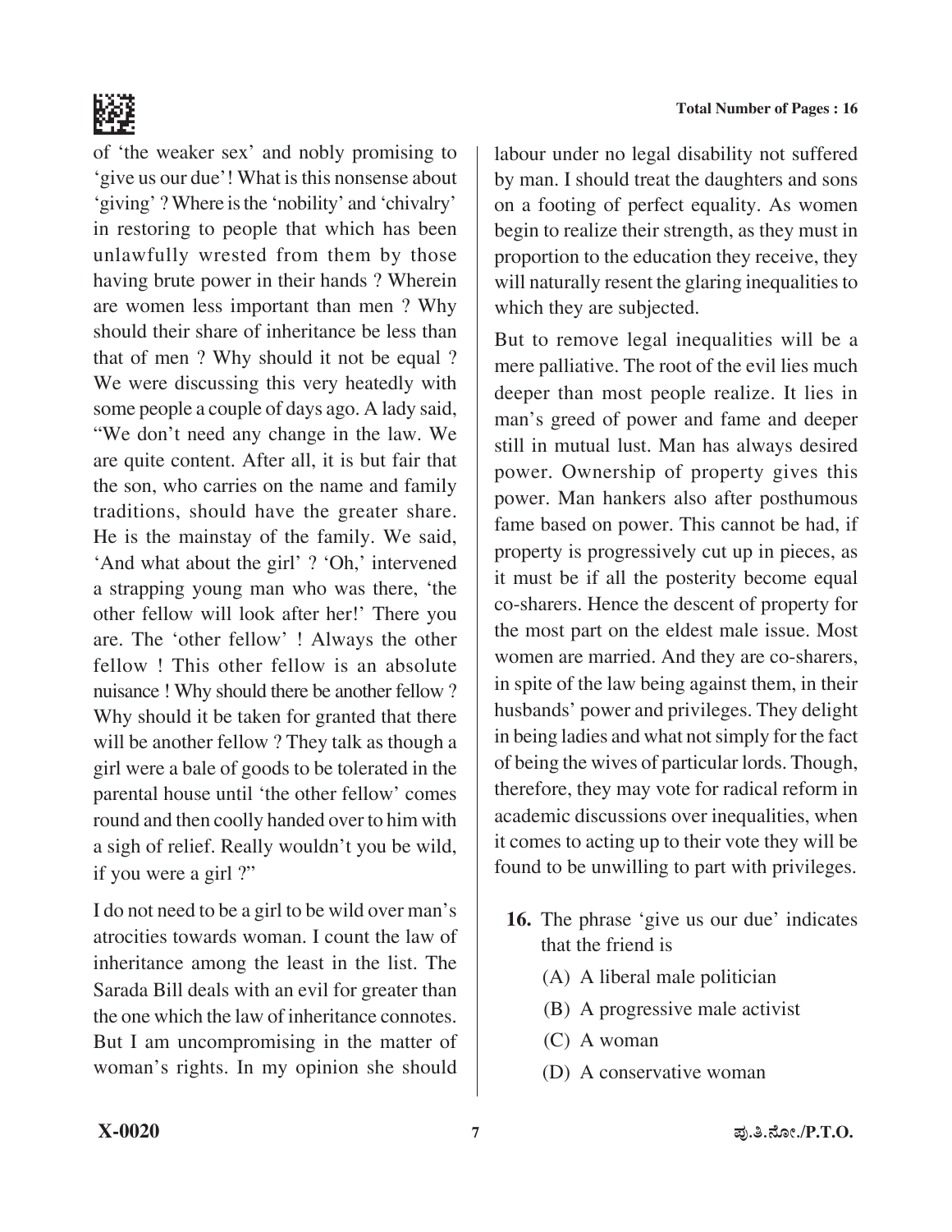of 'the weaker sex' and nobly promising to 'give us our due'! What is this nonsense about 'giving' ? Where is the 'nobility' and 'chivalry' in restoring to people that which has been unlawfully wrested from them by those having brute power in their hands ? Wherein are women less important than men ? Why should their share of inheritance be less than that of men ? Why should it not be equal ? We were discussing this very heatedly with some people a couple of days ago. A lady said, "We don't need any change in the law. We are quite content. After all, it is but fair that the son, who carries on the name and family traditions, should have the greater share. He is the mainstay of the family. We said, 'And what about the girl' ? 'Oh,' intervened a strapping young man who was there, 'the other fellow will look after her!' There you are. The 'other fellow' ! Always the other fellow ! This other fellow is an absolute nuisance ! Why should there be another fellow ? Why should it be taken for granted that there will be another fellow ? They talk as though a girl were a bale of goods to be tolerated in the parental house until 'the other fellow' comes round and then coolly handed over to him with a sigh of relief. Really wouldn't you be wild, if you were a girl ?"

I do not need to be a girl to be wild over man's atrocities towards woman. I count the law of inheritance among the least in the list. The Sarada Bill deals with an evil for greater than the one which the law of inheritance connotes. But I am uncompromising in the matter of woman's rights. In my opinion she should labour under no legal disability not suffered by man. I should treat the daughters and sons on a footing of perfect equality. As women begin to realize their strength, as they must in proportion to the education they receive, they will naturally resent the glaring inequalities to which they are subjected.

But to remove legal inequalities will be a mere palliative. The root of the evil lies much deeper than most people realize. It lies in man's greed of power and fame and deeper still in mutual lust. Man has always desired power. Ownership of property gives this power. Man hankers also after posthumous fame based on power. This cannot be had, if property is progressively cut up in pieces, as it must be if all the posterity become equal co-sharers. Hence the descent of property for the most part on the eldest male issue. Most women are married. And they are co-sharers, in spite of the law being against them, in their husbands' power and privileges. They delight in being ladies and what not simply for the fact of being the wives of particular lords. Though, therefore, they may vote for radical reform in academic discussions over inequalities, when it comes to acting up to their vote they will be found to be unwilling to part with privileges.

**16.** The phrase 'give us our due' indicates that the friend is

(A) A liberal male politician

(B) A progressive male activist

(C) A woman

(D) A conservative woman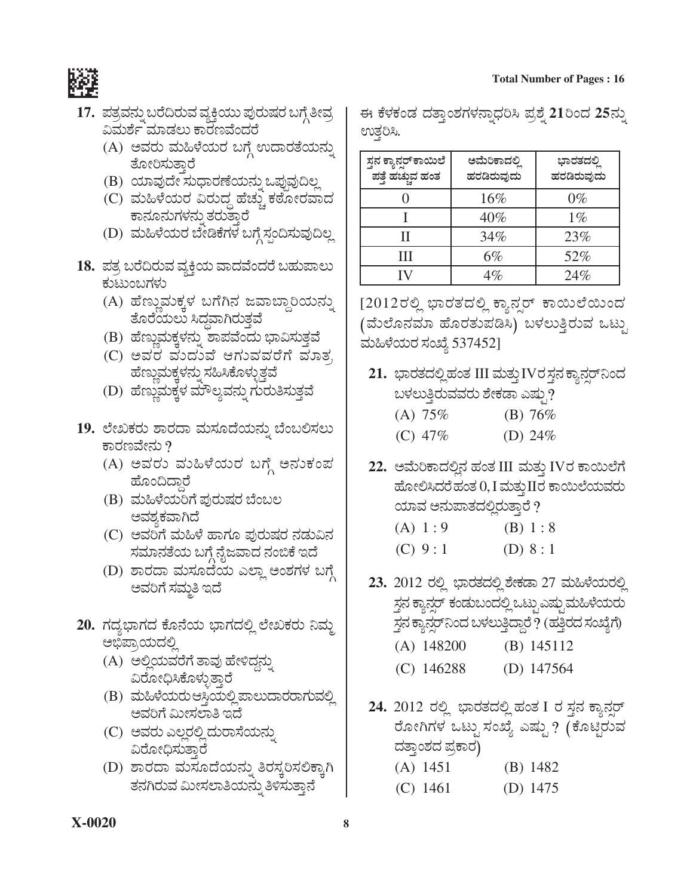17. ಪತ್ರವನ್ನು ಬರೆದಿರುವ ವ್ಯಕ್ತಿಯು ಪುರುಷರ ಬಗ್ಗೆ ತೀವ್ರ ವಿಮರ್ಶೆ ಮಾಡಲು ಕಾರಣವೆಂದರೆ
   (A) ಅವರು ಮಹಿಳೆಯರ ಬಗ್ಗೆ ಉದಾರತೆಯನ್ನು ತೋರಿಸುತ್ತಾರೆ
   (B) ಯಾವುದೇ ಸುಧಾರಣೆಯನ್ನು ಒಪ್ಪುವುದಿಲ್ಲ
   (C) ಮಹಿಳೆಯರ ವಿರುದ್ಧ ಹೆಚ್ಚು ಕಠೋರವಾದ ಕಾನೂನುಗಳನ್ನು ತರುತ್ತಾರೆ
   (D) ಮಹಿಳೆಯರ ಬೇಡಿಕೆಗಳ ಬಗ್ಗೆ ಸ್ಪಂದಿಸುವುದಿಲ್ಲ

18. ಪತ್ರ ಬರೆದಿರುವ ವ್ಯಕ್ತಿಯ ವಾದವೆಂದರೆ ಬಹುಪಾಲು ಕುಟುಂಬಗಳು
   (A) ಹೆಣ್ಣುಮಕ್ಕಳ ಬಗೆಗಿನ ಜವಾಬ್ದಾರಿಯನ್ನು ತೊರೆಯಲು ಸಿದ್ಧವಾಗಿರುತ್ತವೆ
   (B) ಹೆಣ್ಣುಮಕ್ಕಳನ್ನು ಶಾಪವೆಂದು ಭಾವಿಸುತ್ತವೆ
   (C) ಅವರ ಮದುವೆ ಆಗುವವರೆಗೆ ಮಾತ್ರ ಹೆಣ್ಣುಮಕ್ಕಳನ್ನು ಸಹಿಸಿಕೊಳ್ಳುತ್ತವೆ
   (D) ಹೆಣ್ಣುಮಕ್ಕಳ ಮೌಲ್ಯವನ್ನು ಗುರುತಿಸುತ್ತವೆ

19. ಲೇಖಕರು ಶಾರದಾ ಮಸೂದೆಯನ್ನು ಬೆಂಬಲಿಸಲು ಕಾರಣವೇನು ?
   (A) ಅವರು ಮಹಿಳೆಯರ ಬಗ್ಗೆ ಅನುಕಂಪ ಹೊಂದಿದ್ದಾರೆ
   (B) ಮಹಿಳೆಯರಿಗೆ ಪುರುಷರ ಬೆಂಬಲ ಅವಶ್ಯಕವಾಗಿದೆ
   (C) ಅವರಿಗೆ ಮಹಿಳೆ ಹಾಗೂ ಪುರುಷರ ನಡುವಿನ ಸಮಾನತೆಯ ಬಗ್ಗೆ ನೈಜವಾದ ನಂಬಿಕೆ ಇದೆ
   (D) ಶಾರದಾ ಮಸೂದೆಯ ಎಲ್ಲಾ ಅಂಶಗಳ ಬಗ್ಗೆ ಅವರಿಗೆ ಸಮ್ಮತಿ ಇದೆ

20. ಗದ್ಯಭಾಗದ ಕೊನೆಯ ಭಾಗದಲ್ಲಿ ಲೇಖಕರು ನಿಮ್ಮ ಅಭಿಪ್ರಾಯದಲ್ಲಿ
   (A) ಅಲ್ಲಿಯವರೆಗೆ ತಾವು ಹೇಳಿದ್ದನ್ನು ವಿರೋಧಿಸಿಕೊಳ್ಳುತ್ತಾರೆ
   (B) ಮಹಿಳೆಯರು ಆಸ್ತಿಯಲ್ಲಿ ಪಾಲುದಾರರಾಗುವಲ್ಲಿ ಅವರಿಗೆ ಮೀಸಲಾತಿ ಇದೆ
   (C) ಅವರು ಎಲ್ಲರಲ್ಲಿ ದುರಾಸೆಯನ್ನು ವಿರೋಧಿಸುತ್ತಾರೆ
   (D) ಶಾರದಾ ಮಸೂದೆಯನ್ನು ತಿರಸ್ಕರಿಸಲಿಕ್ಕಾಗಿ ತನಗಿರುವ ಮೀಸಲಾತಿಯನ್ನು ತಿಳಿಸುತ್ತಾನೆ

ಈ ಕೆಳಕಂಡ ದತ್ತಾಂಶಗಳನ್ನಾಧರಿಸಿ ಪ್ರಶ್ನೆ **21**ರಿಂದ **25**ನ್ನು ಉತ್ತರಿಸಿ.

| ಸ್ತನ ಕ್ಯಾನ್ಸರ್‌ಕಾಯಿಲೆ ಪತ್ತೆ ಹಚ್ಚುವ ಹಂತ | ಅಮೆರಿಕಾದಲ್ಲಿ ಹರಡಿರುವುದು | ಭಾರತದಲ್ಲಿ ಹರಡಿರುವುದು |
|---|---|---|
| 0 | 16% | 0% |
| I | 40% | 1% |
| II | 34% | 23% |
| III | 6% | 52% |
| IV | 4% | 24% |

[2012ರಲ್ಲಿ ಭಾರತದಲ್ಲಿ ಕ್ಯಾನ್ಸರ್ ಕಾಯಿಲೆಯಿಂದ (ಮೆಲೊನಮಾ ಹೊರತುಪಡಿಸಿ) ಬಳಲುತ್ತಿರುವ ಒಟ್ಟು ಮಹಿಳೆಯರ ಸಂಖ್ಯೆ 537452]

21. ಭಾರತದಲ್ಲಿ ಹಂತ III ಮತ್ತು IVರ ಸ್ತನ ಕ್ಯಾನ್ಸರ್‌ನಿಂದ ಬಳಲುತ್ತಿರುವವರು ಶೇಕಡಾ ಎಷ್ಟು ?
   (A) 75%
   (B) 76%
   (C) 47%
   (D) 24%

22. ಅಮೆರಿಕಾದಲ್ಲಿನ ಹಂತ III ಮತ್ತು IVರ ಕಾಯಿಲೆಗೆ ಹೋಲಿಸಿದರೆ ಹಂತ 0, I ಮತ್ತು IIರ ಕಾಯಿಲೆಯವರು ಯಾವ ಅನುಪಾತದಲ್ಲಿರುತ್ತಾರೆ ?
   (A) 1 : 9
   (B) 1 : 8
   (C) 9 : 1
   (D) 8 : 1

23. 2012 ರಲ್ಲಿ ಭಾರತದಲ್ಲಿ ಶೇಕಡಾ 27 ಮಹಿಳೆಯರಲ್ಲಿ ಸ್ತನ ಕ್ಯಾನ್ಸರ್ ಕಂಡುಬಂದಲ್ಲಿ ಒಟ್ಟು ಎಷ್ಟು ಮಹಿಳೆಯರು ಸ್ತನ ಕ್ಯಾನ್ಸರ್‌ನಿಂದ ಬಳಲುತ್ತಿದ್ದಾರೆ ? (ಹತ್ತಿರದ ಸಂಖ್ಯೆಗೆ)
   (A) 148200
   (B) 145112
   (C) 146288
   (D) 147564

24. 2012 ರಲ್ಲಿ ಭಾರತದಲ್ಲಿ ಹಂತ I ರ ಸ್ತನ ಕ್ಯಾನ್ಸರ್ ರೋಗಿಗಳ ಒಟ್ಟು ಸಂಖ್ಯೆ ಎಷ್ಟು ? (ಕೊಟ್ಟಿರುವ ದತ್ತಾಂಶದ ಪ್ರಕಾರ)
   (A) 1451
   (B) 1482
   (C) 1461
   (D) 1475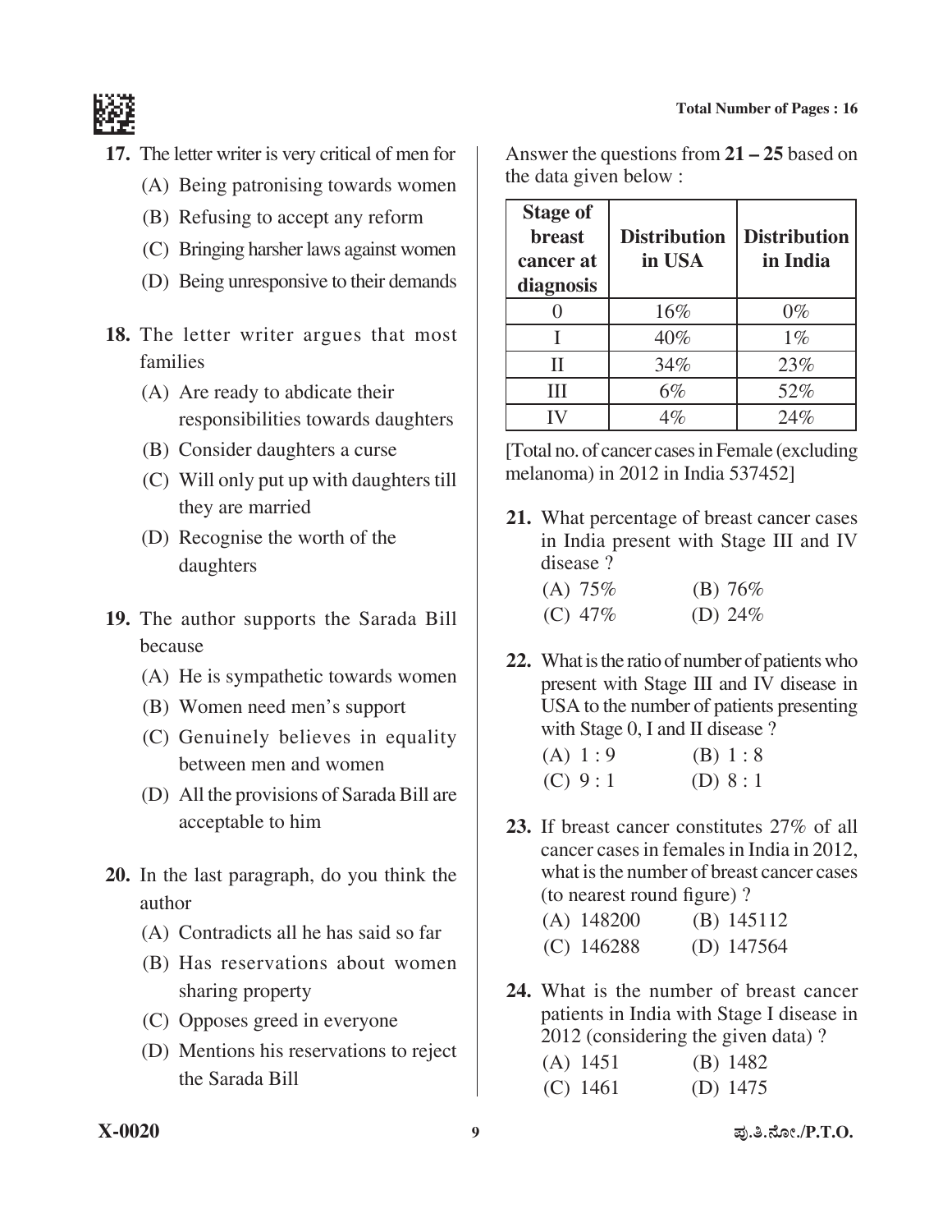**17.** The letter writer is very critical of men for

(A) Being patronising towards women

(B) Refusing to accept any reform

(C) Bringing harsher laws against women

(D) Being unresponsive to their demands

**18.** The letter writer argues that most families

(A) Are ready to abdicate their responsibilities towards daughters

(B) Consider daughters a curse

(C) Will only put up with daughters till they are married

(D) Recognise the worth of the daughters

**19.** The author supports the Sarada Bill because

(A) He is sympathetic towards women

(B) Women need men's support

(C) Genuinely believes in equality between men and women

(D) All the provisions of Sarada Bill are acceptable to him

**20.** In the last paragraph, do you think the author

(A) Contradicts all he has said so far

(B) Has reservations about women sharing property

(C) Opposes greed in everyone

(D) Mentions his reservations to reject the Sarada Bill

Answer the questions from **21 – 25** based on the data given below :

| Stage of breast cancer at diagnosis | Distribution in USA | Distribution in India |
|---|---|---|
| 0 | 16% | 0% |
| I | 40% | 1% |
| II | 34% | 23% |
| III | 6% | 52% |
| IV | 4% | 24% |

[Total no. of cancer cases in Female (excluding melanoma) in 2012 in India 537452]

**21.** What percentage of breast cancer cases in India present with Stage III and IV disease ?

(A) 75%  (B) 76%

(C) 47%  (D) 24%

**22.** What is the ratio of number of patients who present with Stage III and IV disease in USA to the number of patients presenting with Stage 0, I and II disease ?

(A) 1 : 9  (B) 1 : 8

(C) 9 : 1  (D) 8 : 1

**23.** If breast cancer constitutes 27% of all cancer cases in females in India in 2012, what is the number of breast cancer cases (to nearest round figure) ?

(A) 148200  (B) 145112

(C) 146288  (D) 147564

**24.** What is the number of breast cancer patients in India with Stage I disease in 2012 (considering the given data) ?

(A) 1451  (B) 1482

(C) 1461  (D) 1475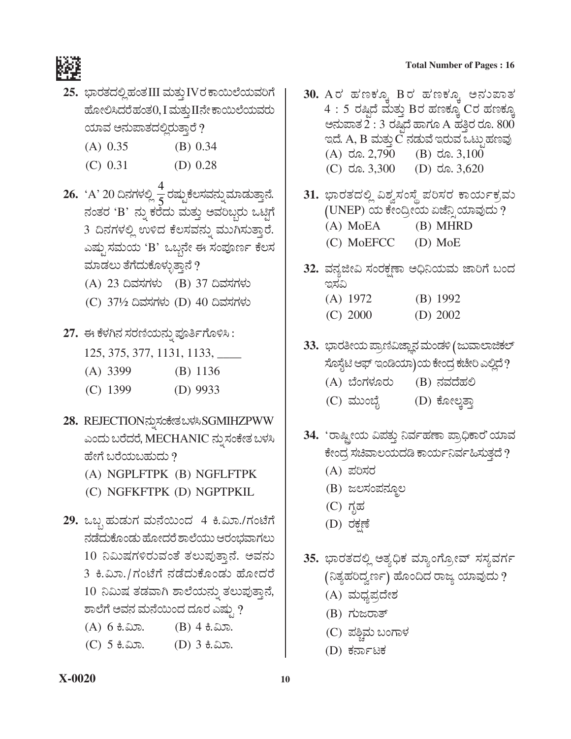**25.** ಭಾರತದಲ್ಲಿ ಹಂತ III ಮತ್ತು IV ರ ಕಾಯಿಲೆಯವರಿಗೆ ಹೋಲಿಸಿದರೆ ಹಂತ 0, I ಮತ್ತು II ನೇ ಕಾಯಿಲೆಯವರು ಯಾವ ಅನುಪಾತದಲ್ಲಿರುತ್ತಾರೆ ?

(A) 0.35 (B) 0.34

(C) 0.31 (D) 0.28

**26.** 'A' 20 ದಿನಗಳಲ್ಲಿ $\frac{4}{5}$ ರಷ್ಟು ಕೆಲಸವನ್ನು ಮಾಡುತ್ತಾನೆ. ನಂತರ 'B' ನ್ನು ಕರೆದು ಮತ್ತು ಅವರಿಬ್ಬರು ಒಟ್ಟಿಗೆ 3 ದಿನಗಳಲ್ಲಿ ಉಳಿದ ಕೆಲಸವನ್ನು ಮುಗಿಸುತ್ತಾರೆ. ಎಷ್ಟು ಸಮಯ 'B' ಒಬ್ಬನೇ ಈ ಸಂಪೂರ್ಣ ಕೆಲಸ ಮಾಡಲು ತೆಗೆದುಕೊಳ್ಳುತ್ತಾನೆ ?

(A) 23 ದಿವಸಗಳು (B) 37 ದಿವಸಗಳು

(C) 37½ ದಿವಸಗಳು (D) 40 ದಿವಸಗಳು

**27.** ಈ ಕೆಳಗಿನ ಸರಣಿಯನ್ನು ಪೂರ್ತಿಗೊಳಿಸಿ :

125, 375, 377, 1131, 1133, ____

(A) 3399 (B) 1136

(C) 1399 (D) 9933

**28.** REJECTION ನ್ನು ಸಂಕೇತ ಬಳಸಿ SGMIHZPWW ಎಂದು ಬರೆದರೆ, MECHANIC ನ್ನು ಸಂಕೇತ ಬಳಸಿ ಹೇಗೆ ಬರೆಯಬಹುದು ?

(A) NGPLFTPK (B) NGFLFTPK

(C) NGFKFTPK (D) NGPTPKIL

**29.** ಒಬ್ಬ ಹುಡುಗ ಮನೆಯಿಂದ 4 ಕಿ.ಮೀ./ಗಂಟೆಗೆ ನಡೆದುಕೊಂಡು ಹೋದರೆ ಶಾಲೆಯು ಆರಂಭವಾಗಲು 10 ನಿಮಿಷಗಳಿರುವಂತೆ ತಲುಪುತ್ತಾನೆ. ಅವನು 3 ಕಿ.ಮೀ./ಗಂಟೆಗೆ ನಡೆದುಕೊಂಡು ಹೋದರೆ 10 ನಿಮಿಷ ತಡವಾಗಿ ಶಾಲೆಯನ್ನು ತಲುಪುತ್ತಾನೆ, ಶಾಲೆಗೆ ಅವನ ಮನೆಯಿಂದ ದೂರ ಎಷ್ಟು ?

(A) 6 ಕಿ.ಮೀ. (B) 4 ಕಿ.ಮೀ.

(C) 5 ಕಿ.ಮೀ. (D) 3 ಕಿ.ಮೀ.

**30.** A ರ ಹಣಕ್ಕೂ B ರ ಹಣಕ್ಕೂ ಅನುಪಾತ 4 : 5 ರಷ್ಟಿದೆ ಮತ್ತು B ರ ಹಣಕ್ಕೂ C ರ ಹಣಕ್ಕೂ ಅನುಪಾತ 2 : 3 ರಷ್ಟಿದೆ ಹಾಗೂ A ಹತ್ತಿರ ರೂ. 800 ಇದೆ. A, B ಮತ್ತು C ನಡುವೆ ಇರುವ ಒಟ್ಟು ಹಣವು

(A) ರೂ. 2,790 (B) ರೂ. 3,100

(C) ರೂ. 3,300 (D) ರೂ. 3,620

**31.** ಭಾರತದಲ್ಲಿ ವಿಶ್ವಸಂಸ್ಥೆ ಪರಿಸರ ಕಾರ್ಯಕ್ರಮ (UNEP) ಯ ಕೇಂದ್ರೀಯ ಏಜೆನ್ಸಿ ಯಾವುದು ?

(A) MoEA (B) MHRD

(C) MoEFCC (D) MoE

**32.** ವನ್ಯಜೀವಿ ಸಂರಕ್ಷಣಾ ಅಧಿನಿಯಮ ಜಾರಿಗೆ ಬಂದ ಇಸವಿ

(A) 1972 (B) 1992

(C) 2000 (D) 2002

**33.** ಭಾರತೀಯ ಪ್ರಾಣಿವಿಜ್ಞಾನ ಮಂಡಳಿ (ಜುವಾಲಾಜಿಕಲ್ ಸೊಸೈಟಿ ಆಫ್ ಇಂಡಿಯಾ) ಯ ಕೇಂದ್ರ ಕಚೇರಿ ಎಲ್ಲಿದೆ ?

(A) ಬೆಂಗಳೂರು (B) ನವದೆಹಲಿ

(C) ಮುಂಬೈ (D) ಕೋಲ್ಕತ್ತಾ

**34.** 'ರಾಷ್ಟ್ರೀಯ ವಿಪತ್ತು ನಿರ್ವಹಣಾ ಪ್ರಾಧಿಕಾರ' ಯಾವ ಕೇಂದ್ರ ಸಚಿವಾಲಯದಡಿ ಕಾರ್ಯನಿರ್ವಹಿಸುತ್ತದೆ ?

(A) ಪರಿಸರ

(B) ಜಲಸಂಪನ್ಮೂಲ

(C) ಗೃಹ

(D) ರಕ್ಷಣೆ

**35.** ಭಾರತದಲ್ಲಿ ಅತ್ಯಧಿಕ ಮ್ಯಾಂಗ್ರೋವ್ ಸಸ್ಯವರ್ಗ (ನಿತ್ಯಹರಿದ್ವರ್ಣ) ಹೊಂದಿದ ರಾಜ್ಯ ಯಾವುದು ?

(A) ಮಧ್ಯಪ್ರದೇಶ

(B) ಗುಜರಾತ್

(C) ಪಶ್ಚಿಮ ಬಂಗಾಳ

(D) ಕರ್ನಾಟಕ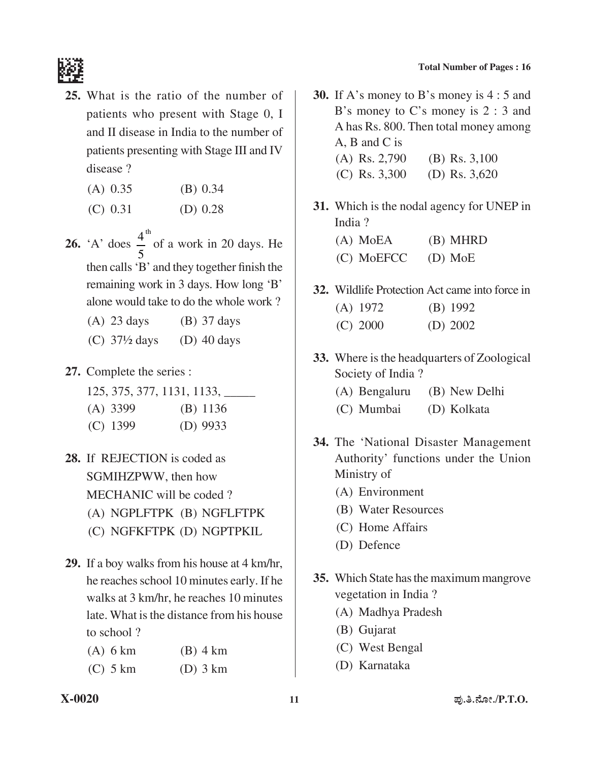**25.** What is the ratio of the number of patients who present with Stage 0, I and II disease in India to the number of patients presenting with Stage III and IV disease ?

(A) 0.35 (B) 0.34

(C) 0.31 (D) 0.28

**26.** 'A' does $\frac{4}{5}^{th}$ of a work in 20 days. He then calls 'B' and they together finish the remaining work in 3 days. How long 'B' alone would take to do the whole work ?

(A) 23 days (B) 37 days

(C) 37½ days (D) 40 days

**27.** Complete the series :

125, 375, 377, 1131, 1133, _____

(A) 3399 (B) 1136

(C) 1399 (D) 9933

**28.** If REJECTION is coded as SGMIHZPWW, then how MECHANIC will be coded ?

(A) NGPLFTPK (B) NGFLFTPK

(C) NGFKFTPK (D) NGPTPKIL

**29.** If a boy walks from his house at 4 km/hr, he reaches school 10 minutes early. If he walks at 3 km/hr, he reaches 10 minutes late. What is the distance from his house to school ?

(A) 6 km (B) 4 km

(C) 5 km (D) 3 km

**30.** If A's money to B's money is 4 : 5 and B's money to C's money is 2 : 3 and A has Rs. 800. Then total money among A, B and C is

(A) Rs. 2,790 (B) Rs. 3,100

(C) Rs. 3,300 (D) Rs. 3,620

**31.** Which is the nodal agency for UNEP in India ?

(A) MoEA (B) MHRD

(C) MoEFCC (D) MoE

**32.** Wildlife Protection Act came into force in

(A) 1972 (B) 1992

(C) 2000 (D) 2002

**33.** Where is the headquarters of Zoological Society of India ?

(A) Bengaluru (B) New Delhi

(C) Mumbai (D) Kolkata

**34.** The 'National Disaster Management Authority' functions under the Union Ministry of

(A) Environment

(B) Water Resources

(C) Home Affairs

(D) Defence

**35.** Which State has the maximum mangrove vegetation in India ?

(A) Madhya Pradesh

(B) Gujarat

(C) West Bengal

(D) Karnataka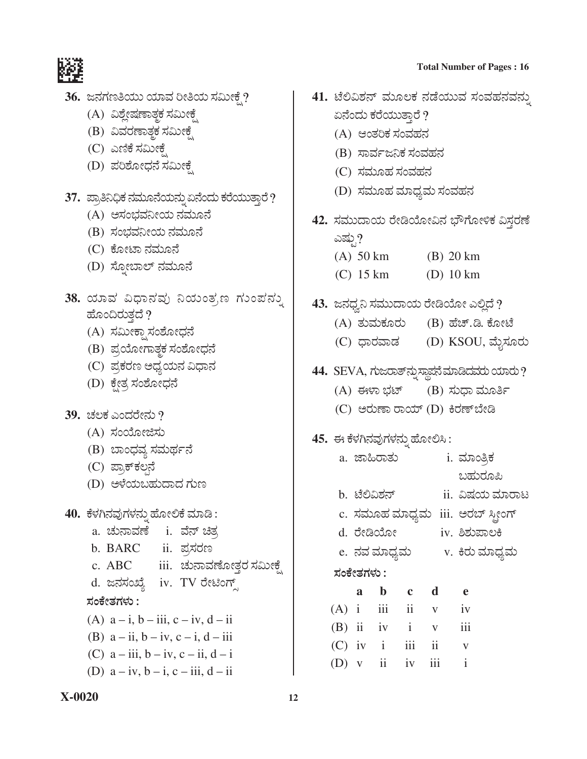**36.** ಜನಗಣತಿಯು ಯಾವ ರೀತಿಯ ಸಮೀಕ್ಷೆ ?

(A) ವಿಶ್ಲೇಷಣಾತ್ಮಕ ಸಮೀಕ್ಷೆ

(B) ವಿವರಣಾತ್ಮಕ ಸಮೀಕ್ಷೆ

(C) ಎಣಿಕೆ ಸಮೀಕ್ಷೆ

(D) ಪರಿಶೋಧನೆ ಸಮೀಕ್ಷೆ

**37.** ಪ್ರಾತಿನಿಧಿಕ ನಮೂನೆಯನ್ನು ಏನೆಂದು ಕರೆಯುತ್ತಾರೆ ?

(A) ಅಸಂಭವನೀಯ ನಮೂನೆ

(B) ಸಂಭವನೀಯ ನಮೂನೆ

(C) ಕೋಟಾ ನಮೂನೆ

(D) ಸ್ನೋಬಾಲ್ ನಮೂನೆ

**38.** ಯಾವ ವಿಧಾನವು ನಿಯಂತ್ರಣ ಗುಂಪನ್ನು ಹೊಂದಿರುತ್ತದೆ ?

(A) ಸಮೀಕ್ಷಾ ಸಂಶೋಧನೆ

(B) ಪ್ರಯೋಗಾತ್ಮಕ ಸಂಶೋಧನೆ

(C) ಪ್ರಕರಣ ಅಧ್ಯಯನ ವಿಧಾನ

(D) ಕ್ಷೇತ್ರ ಸಂಶೋಧನೆ

**39.** ಚಲಕ ಎಂದರೇನು ?

(A) ಸಂಯೋಜಿಸು

(B) ಬಾಂಧವ್ಯ ಸಮರ್ಥನೆ

(C) ಪ್ರಾಕ್‌ಕಲ್ಪನೆ

(D) ಅಳೆಯಬಹುದಾದ ಗುಣ

**40.** ಕೆಳಗಿನವುಗಳನ್ನು ಹೋಲಿಕೆ ಮಾಡಿ :

a. ಚುನಾವಣೆ — i. ವೆನ್ ಚಿತ್ರ

b. BARC — ii. ಪ್ರಸರಣ

c. ABC — iii. ಚುನಾವಣೋತ್ತರ ಸಮೀಕ್ಷೆ

d. ಜನಸಂಖ್ಯೆ — iv. TV ರೇಟಿಂಗ್ಸ್

**ಸಂಕೇತಗಳು :**

(A) a – i, b – iii, c – iv, d – ii

(B) a – ii, b – iv, c – i, d – iii

(C) a – iii, b – iv, c – ii, d – i

(D) a – iv, b – i, c – iii, d – ii

**41.** ಟೆಲಿವಿಶನ್ ಮೂಲಕ ನಡೆಯುವ ಸಂವಹನವನ್ನು ಏನೆಂದು ಕರೆಯುತ್ತಾರೆ ?

(A) ಆಂತರಿಕ ಸಂವಹನ

(B) ಸಾರ್ವಜನಿಕ ಸಂವಹನ

(C) ಸಮೂಹ ಸಂವಹನ

(D) ಸಮೂಹ ಮಾಧ್ಯಮ ಸಂವಹನ

**42.** ಸಮುದಾಯ ರೇಡಿಯೋವಿನ ಭೌಗೋಳಿಕ ವಿಸ್ತರಣೆ ಎಷ್ಟು ?

(A) 50 km  (B) 20 km

(C) 15 km  (D) 10 km

**43.** ಜನಧ್ವನಿ ಸಮುದಾಯ ರೇಡಿಯೋ ಎಲ್ಲಿದೆ ?

(A) ತುಮಕೂರು  (B) ಹೆಚ್.ಡಿ. ಕೋಟೆ

(C) ಧಾರವಾಡ  (D) KSOU, ಮೈಸೂರು

**44.** SEVA, ಗುಜರಾತ್‌ನ್ನು ಸ್ಥಾಪನೆ ಮಾಡಿದವರು ಯಾರು ?

(A) ಈಳಾ ಭಟ್  (B) ಸುಧಾ ಮೂರ್ತಿ

(C) ಅರುಣಾ ರಾಯ್ (D) ಕಿರಣ್‌ಬೇಡಿ

**45.** ಈ ಕೆಳಗಿನವುಗಳನ್ನು ಹೋಲಿಸಿ :

a. ಜಾಹಿರಾತು — i. ಮಾಂತ್ರಿಕ ಬಹುರೂಪಿ

b. ಟೆಲಿವಿಶನ್ — ii. ವಿಷಯ ಮಾರಾಟ

c. ಸಮೂಹ ಮಾಧ್ಯಮ — iii. ಅರಬ್ ಸ್ಪ್ರಿಂಗ್

d. ರೇಡಿಯೋ — iv. ಶಿಶುಪಾಲಕಿ

e. ನವ ಮಾಧ್ಯಮ — v. ಕಿರು ಮಾಧ್ಯಮ

**ಸಂಕೇತಗಳು :**

| | a | b | c | d | e |
|---|---|---|---|---|---|
| (A) | i | iii | ii | v | iv |
| (B) | ii | iv | i | v | iii |
| (C) | iv | i | iii | ii | v |
| (D) | v | ii | iv | iii | i |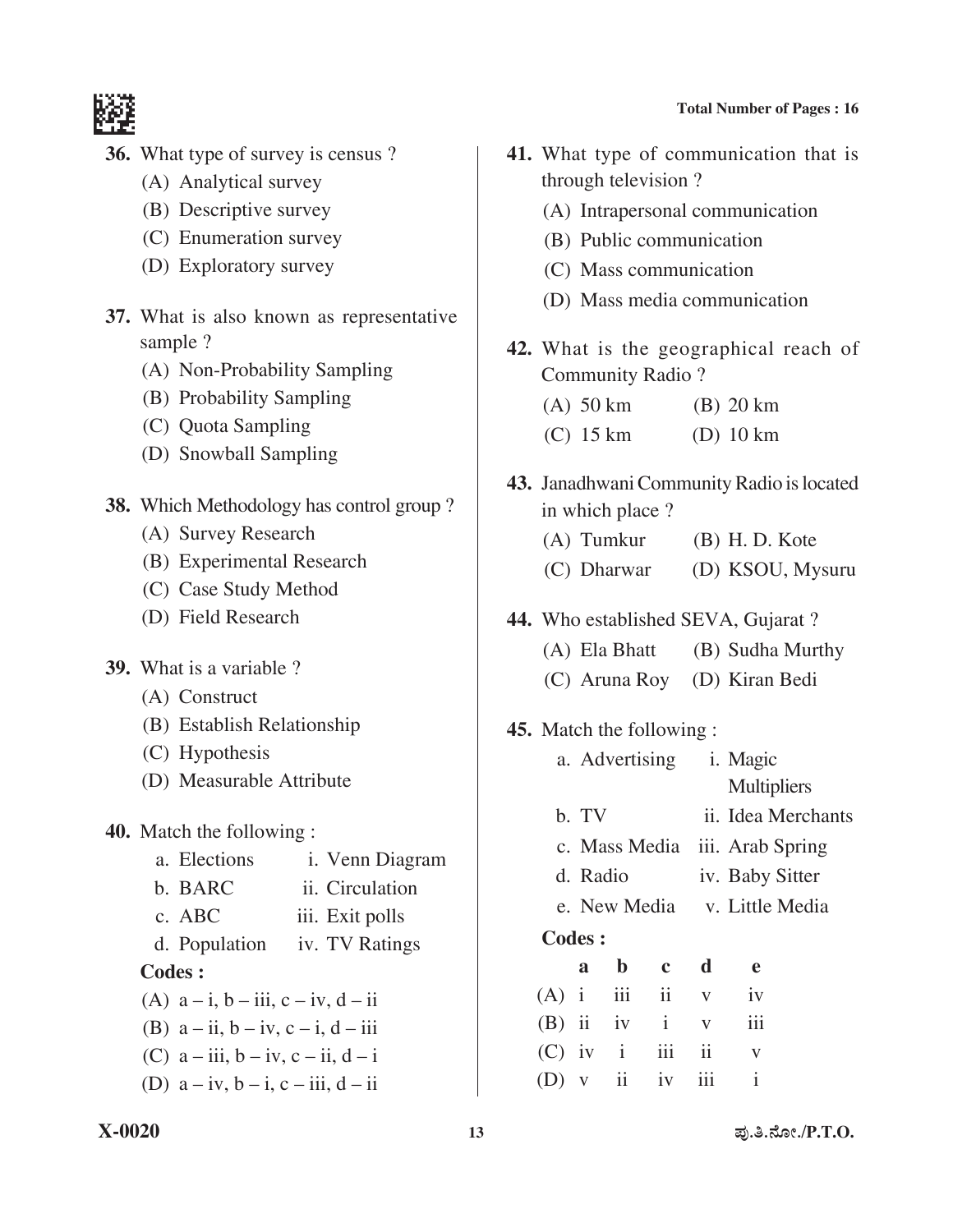**36.** What type of survey is census ?

(A) Analytical survey

(B) Descriptive survey

(C) Enumeration survey

(D) Exploratory survey

**37.** What is also known as representative sample ?

(A) Non-Probability Sampling

(B) Probability Sampling

(C) Quota Sampling

(D) Snowball Sampling

**38.** Which Methodology has control group ?

(A) Survey Research

(B) Experimental Research

(C) Case Study Method

(D) Field Research

**39.** What is a variable ?

(A) Construct

(B) Establish Relationship

(C) Hypothesis

(D) Measurable Attribute

**40.** Match the following :

| | |
|---|---|
| a. Elections | i. Venn Diagram |
| b. BARC | ii. Circulation |
| c. ABC | iii. Exit polls |
| d. Population | iv. TV Ratings |

**Codes :**

(A) a – i, b – iii, c – iv, d – ii

(B) a – ii, b – iv, c – i, d – iii

(C) a – iii, b – iv, c – ii, d – i

(D) a – iv, b – i, c – iii, d – ii

**41.** What type of communication that is through television ?

(A) Intrapersonal communication

(B) Public communication

(C) Mass communication

(D) Mass media communication

**42.** What is the geographical reach of Community Radio ?

(A) 50 km (B) 20 km

(C) 15 km (D) 10 km

**43.** Janadhwani Community Radio is located in which place ?

(A) Tumkur (B) H. D. Kote

(C) Dharwar (D) KSOU, Mysuru

**44.** Who established SEVA, Gujarat ?

(A) Ela Bhatt (B) Sudha Murthy

(C) Aruna Roy (D) Kiran Bedi

**45.** Match the following :

| | |
|---|---|
| a. Advertising | i. Magic Multipliers |
| b. TV | ii. Idea Merchants |
| c. Mass Media | iii. Arab Spring |
| d. Radio | iv. Baby Sitter |
| e. New Media | v. Little Media |

**Codes :**

| | a | b | c | d | e |
|---|---|---|---|---|---|
| (A) | i | iii | ii | v | iv |
| (B) | ii | iv | i | v | iii |
| (C) | iv | i | iii | ii | v |
| (D) | v | ii | iv | iii | i |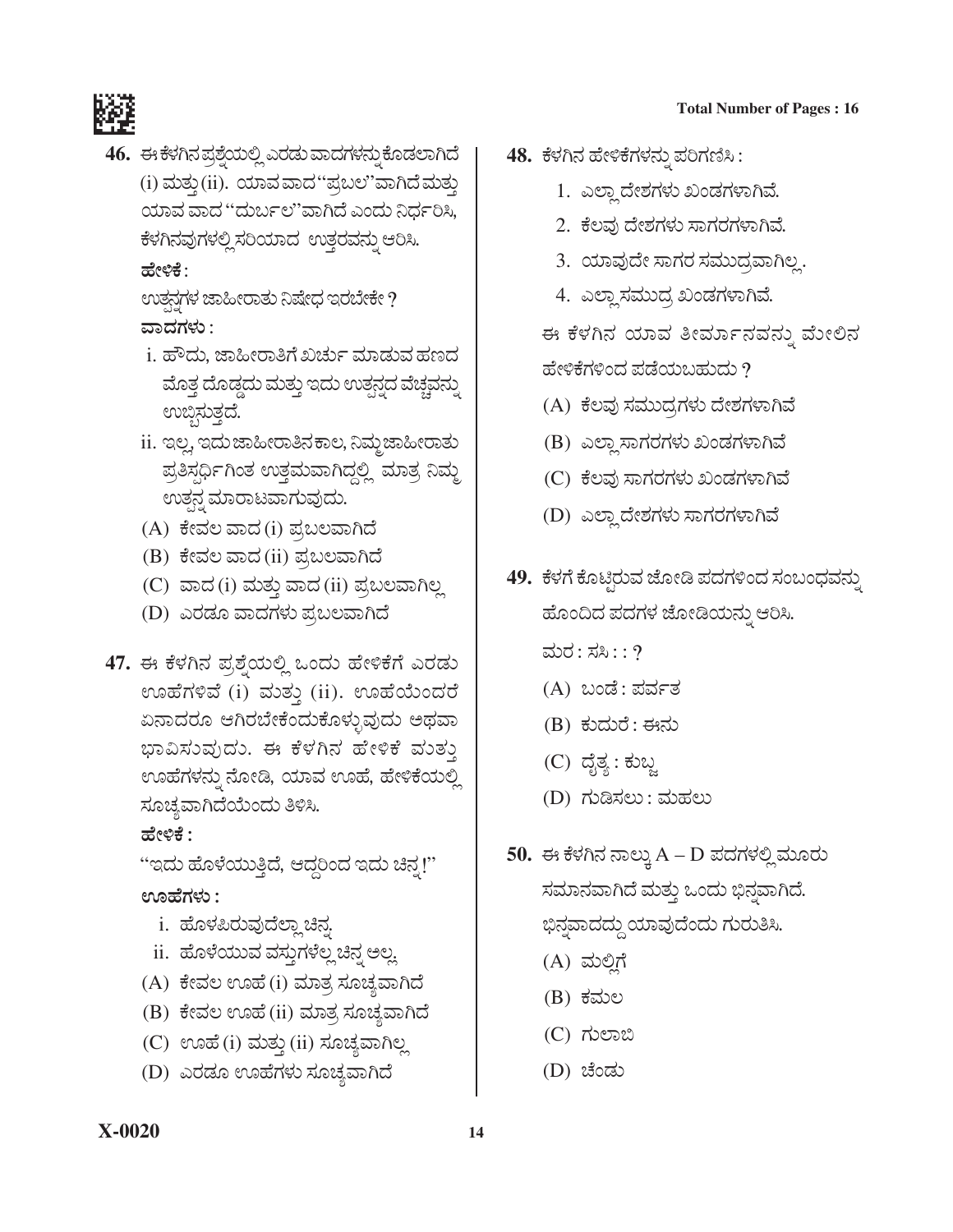**46.** ಈ ಕೆಳಗಿನ ಪ್ರಶ್ನೆಯಲ್ಲಿ ಎರಡು ವಾದಗಳನ್ನು ಕೊಡಲಾಗಿದೆ (i) ಮತ್ತು (ii). ಯಾವ ವಾದ "ಪ್ರಬಲ"ವಾಗಿದೆ ಮತ್ತು ಯಾವ ವಾದ "ದುರ್ಬಲ"ವಾಗಿದೆ ಎಂದು ನಿರ್ಧರಿಸಿ, ಕೆಳಗಿನವುಗಳಲ್ಲಿ ಸರಿಯಾದ ಉತ್ತರವನ್ನು ಆರಿಸಿ.

**ಹೇಳಿಕೆ :**

ಉತ್ಪನ್ನಗಳ ಜಾಹೀರಾತು ನಿಷೇಧ ಇರಬೇಕೇ ?

**ವಾದಗಳು :**

i. ಹೌದು, ಜಾಹೀರಾತಿಗೆ ಖರ್ಚು ಮಾಡುವ ಹಣದ ಮೊತ್ತ ದೊಡ್ಡದು ಮತ್ತು ಇದು ಉತ್ಪನ್ನದ ವೆಚ್ಚವನ್ನು ಉಬ್ಬಿಸುತ್ತದೆ.

ii. ಇಲ್ಲ, ಇದು ಜಾಹೀರಾತಿನ ಕಾಲ, ನಿಮ್ಮ ಜಾಹೀರಾತು ಪ್ರತಿಸ್ಪರ್ಧಿಗಿಂತ ಉತ್ತಮವಾಗಿದ್ದಲ್ಲಿ ಮಾತ್ರ ನಿಮ್ಮ ಉತ್ಪನ್ನ ಮಾರಾಟವಾಗುವುದು.

(A) ಕೇವಲ ವಾದ (i) ಪ್ರಬಲವಾಗಿದೆ

(B) ಕೇವಲ ವಾದ (ii) ಪ್ರಬಲವಾಗಿದೆ

(C) ವಾದ (i) ಮತ್ತು ವಾದ (ii) ಪ್ರಬಲವಾಗಿಲ್ಲ

(D) ಎರಡೂ ವಾದಗಳು ಪ್ರಬಲವಾಗಿದೆ

**47.** ಈ ಕೆಳಗಿನ ಪ್ರಶ್ನೆಯಲ್ಲಿ ಒಂದು ಹೇಳಿಕೆಗೆ ಎರಡು ಊಹೆಗಳಿವೆ (i) ಮತ್ತು (ii). ಊಹೆಯೆಂದರೆ ಏನಾದರೂ ಆಗಿರಬೇಕೆಂದುಕೊಳ್ಳುವುದು ಅಥವಾ ಭಾವಿಸುವುದು. ಈ ಕೆಳಗಿನ ಹೇಳಿಕೆ ಮತ್ತು ಊಹೆಗಳನ್ನು ನೋಡಿ, ಯಾವ ಊಹೆ, ಹೇಳಿಕೆಯಲ್ಲಿ ಸೂಚ್ಯವಾಗಿದೆಯೆಂದು ತಿಳಿಸಿ.

**ಹೇಳಿಕೆ :**

"ಇದು ಹೊಳೆಯುತ್ತಿದೆ, ಆದ್ದರಿಂದ ಇದು ಚಿನ್ನ!"

**ಊಹೆಗಳು :**

i. ಹೊಳಪಿರುವುದೆಲ್ಲಾ ಚಿನ್ನ.

ii. ಹೊಳೆಯುವ ವಸ್ತುಗಳೆಲ್ಲ ಚಿನ್ನ ಅಲ್ಲ.

(A) ಕೇವಲ ಊಹೆ (i) ಮಾತ್ರ ಸೂಚ್ಯವಾಗಿದೆ

(B) ಕೇವಲ ಊಹೆ (ii) ಮಾತ್ರ ಸೂಚ್ಯವಾಗಿದೆ

(C) ಊಹೆ (i) ಮತ್ತು (ii) ಸೂಚ್ಯವಾಗಿಲ್ಲ

(D) ಎರಡೂ ಊಹೆಗಳು ಸೂಚ್ಯವಾಗಿದೆ

**48.** ಕೆಳಗಿನ ಹೇಳಿಕೆಗಳನ್ನು ಪರಿಗಣಿಸಿ :

1. ಎಲ್ಲಾ ದೇಶಗಳು ಖಂಡಗಳಾಗಿವೆ.
2. ಕೆಲವು ದೇಶಗಳು ಸಾಗರಗಳಾಗಿವೆ.
3. ಯಾವುದೇ ಸಾಗರ ಸಮುದ್ರವಾಗಿಲ್ಲ.
4. ಎಲ್ಲಾ ಸಮುದ್ರ ಖಂಡಗಳಾಗಿವೆ.

ಈ ಕೆಳಗಿನ ಯಾವ ತೀರ್ಮಾನವನ್ನು ಮೇಲಿನ ಹೇಳಿಕೆಗಳಿಂದ ಪಡೆಯಬಹುದು ?

(A) ಕೆಲವು ಸಮುದ್ರಗಳು ದೇಶಗಳಾಗಿವೆ

(B) ಎಲ್ಲಾ ಸಾಗರಗಳು ಖಂಡಗಳಾಗಿವೆ

(C) ಕೆಲವು ಸಾಗರಗಳು ಖಂಡಗಳಾಗಿವೆ

(D) ಎಲ್ಲಾ ದೇಶಗಳು ಸಾಗರಗಳಾಗಿವೆ

**49.** ಕೆಳಗೆ ಕೊಟ್ಟಿರುವ ಜೋಡಿ ಪದಗಳಿಂದ ಸಂಬಂಧವನ್ನು ಹೊಂದಿದ ಪದಗಳ ಜೋಡಿಯನ್ನು ಆರಿಸಿ.

ಮರ : ಸಸಿ : : ?

(A) ಬಂಡೆ : ಪರ್ವತ

(B) ಕುದುರೆ : ಈನು

(C) ದೈತ್ಯ : ಕುಬ್ಜ

(D) ಗುಡಿಸಲು : ಮಹಲು

**50.** ಈ ಕೆಳಗಿನ ನಾಲ್ಕು A – D ಪದಗಳಲ್ಲಿ ಮೂರು ಸಮಾನವಾಗಿದೆ ಮತ್ತು ಒಂದು ಭಿನ್ನವಾಗಿದೆ. ಭಿನ್ನವಾದದ್ದು ಯಾವುದೆಂದು ಗುರುತಿಸಿ.

(A) ಮಲ್ಲಿಗೆ

(B) ಕಮಲ

(C) ಗುಲಾಬಿ

(D) ಚೆಂಡು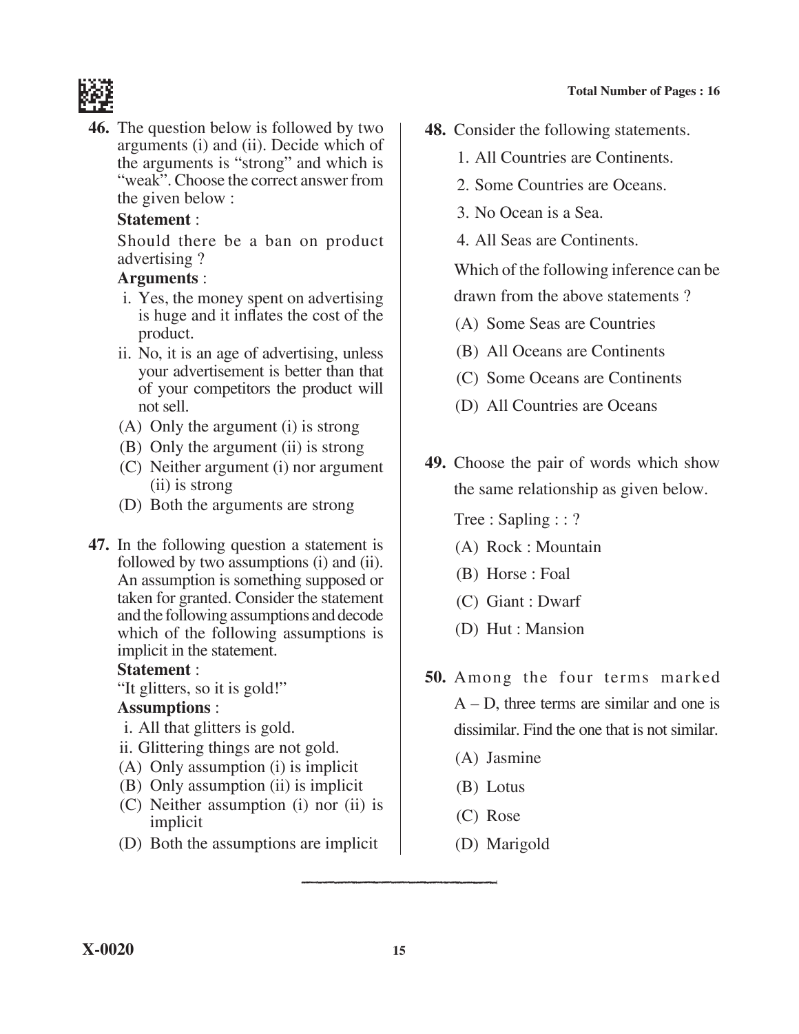**46.** The question below is followed by two arguments (i) and (ii). Decide which of the arguments is "strong" and which is "weak". Choose the correct answer from the given below :

**Statement** :

Should there be a ban on product advertising ?

**Arguments** :

i. Yes, the money spent on advertising is huge and it inflates the cost of the product.

ii. No, it is an age of advertising, unless your advertisement is better than that of your competitors the product will not sell.

(A) Only the argument (i) is strong

(B) Only the argument (ii) is strong

(C) Neither argument (i) nor argument (ii) is strong

(D) Both the arguments are strong

**47.** In the following question a statement is followed by two assumptions (i) and (ii). An assumption is something supposed or taken for granted. Consider the statement and the following assumptions and decode which of the following assumptions is implicit in the statement.

**Statement** :

"It glitters, so it is gold!"

**Assumptions** :

i. All that glitters is gold.

ii. Glittering things are not gold.

(A) Only assumption (i) is implicit

(B) Only assumption (ii) is implicit

(C) Neither assumption (i) nor (ii) is implicit

(D) Both the assumptions are implicit

**48.** Consider the following statements.

1. All Countries are Continents.
2. Some Countries are Oceans.
3. No Ocean is a Sea.
4. All Seas are Continents.

Which of the following inference can be drawn from the above statements ?

(A) Some Seas are Countries

(B) All Oceans are Continents

(C) Some Oceans are Continents

(D) All Countries are Oceans

**49.** Choose the pair of words which show the same relationship as given below.

Tree : Sapling : : ?

(A) Rock : Mountain

(B) Horse : Foal

(C) Giant : Dwarf

(D) Hut : Mansion

**50.** Among the four terms marked A – D, three terms are similar and one is dissimilar. Find the one that is not similar.

(A) Jasmine

(B) Lotus

(C) Rose

(D) Marigold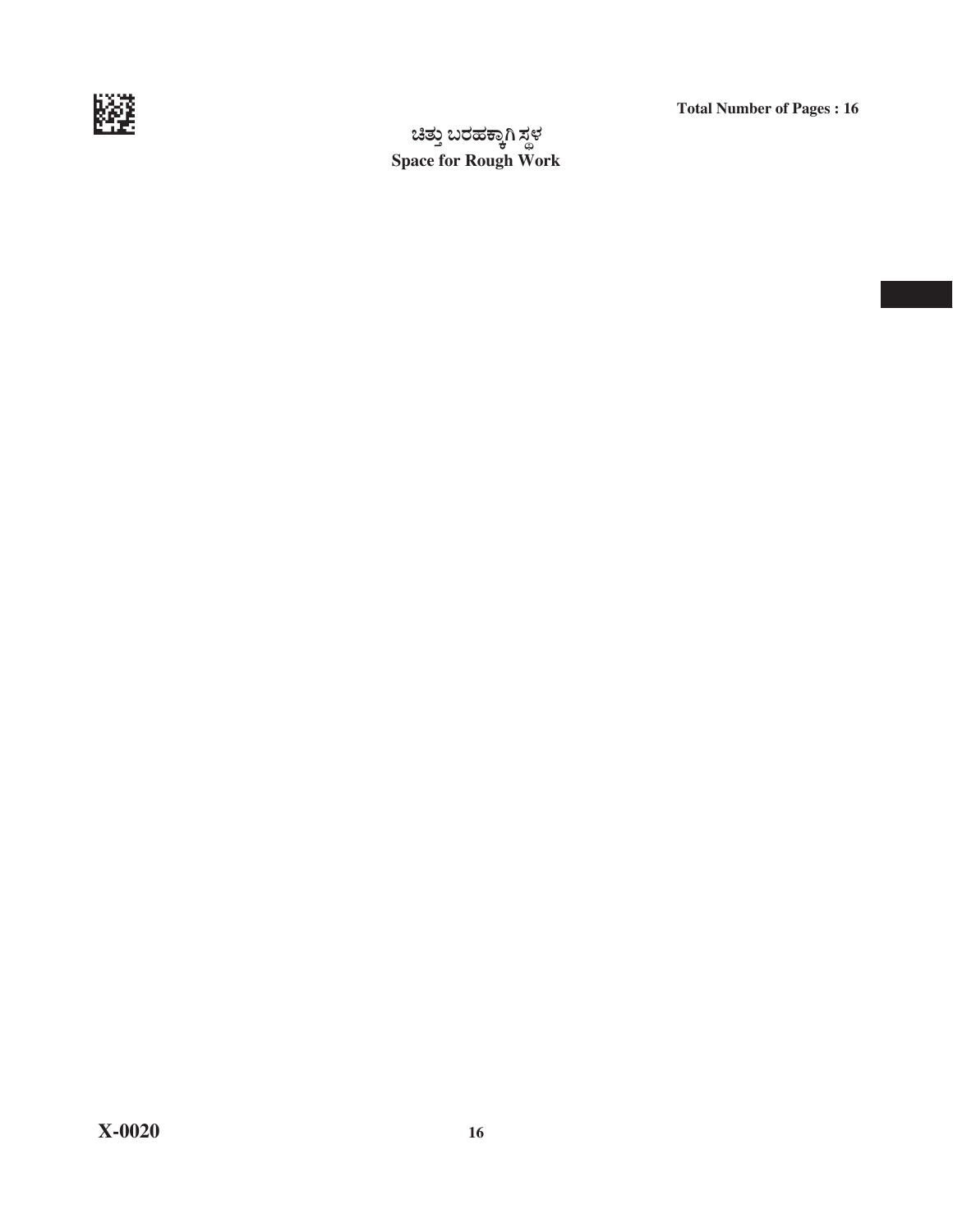Total Number of Pages : 16

ಚಿತ್ತು ಬರಹಕ್ಕಾಗಿ ಸ್ಥಳ

**Space for Rough Work**

X-0020